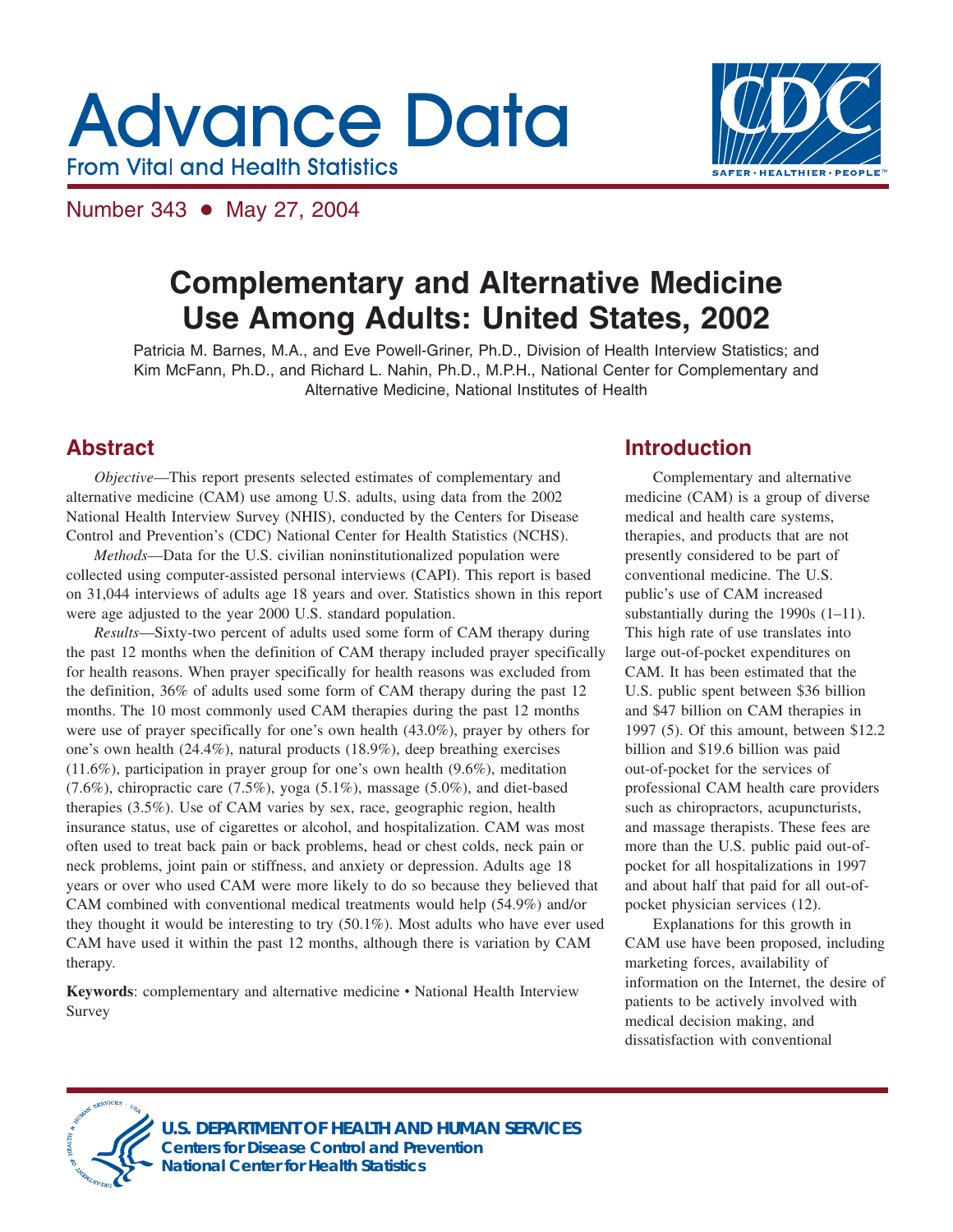# Advance Data

From Vital and Health Statistics

Number 343 • May 27, 2004

## Complementary and Alternative Medicine Use Among Adults: United States, 2002

Patricia M. Barnes, M.A., and Eve Powell-Griner, Ph.D., Division of Health Interview Statistics; and Kim McFann, Ph.D., and Richard L. Nahin, Ph.D., M.P.H., National Center for Complementary and Alternative Medicine, National Institutes of Health

## Abstract

*Objective*—This report presents selected estimates of complementary and alternative medicine (CAM) use among U.S. adults, using data from the 2002 National Health Interview Survey (NHIS), conducted by the Centers for Disease Control and Prevention's (CDC) National Center for Health Statistics (NCHS).

*Methods*—Data for the U.S. civilian noninstitutionalized population were collected using computer-assisted personal interviews (CAPI). This report is based on 31,044 interviews of adults age 18 years and over. Statistics shown in this report were age adjusted to the year 2000 U.S. standard population.

*Results*—Sixty-two percent of adults used some form of CAM therapy during the past 12 months when the definition of CAM therapy included prayer specifically for health reasons. When prayer specifically for health reasons was excluded from the definition, 36% of adults used some form of CAM therapy during the past 12 months. The 10 most commonly used CAM therapies during the past 12 months were use of prayer specifically for one's own health (43.0%), prayer by others for one's own health (24.4%), natural products (18.9%), deep breathing exercises (11.6%), participation in prayer group for one's own health (9.6%), meditation (7.6%), chiropractic care (7.5%), yoga (5.1%), massage (5.0%), and diet-based therapies (3.5%). Use of CAM varies by sex, race, geographic region, health insurance status, use of cigarettes or alcohol, and hospitalization. CAM was most often used to treat back pain or back problems, head or chest colds, neck pain or neck problems, joint pain or stiffness, and anxiety or depression. Adults age 18 years or over who used CAM were more likely to do so because they believed that CAM combined with conventional medical treatments would help (54.9%) and/or they thought it would be interesting to try (50.1%). Most adults who have ever used CAM have used it within the past 12 months, although there is variation by CAM therapy.

**Keywords**: complementary and alternative medicine • National Health Interview Survey

## Introduction

Complementary and alternative medicine (CAM) is a group of diverse medical and health care systems, therapies, and products that are not presently considered to be part of conventional medicine. The U.S. public's use of CAM increased substantially during the 1990s (1–11). This high rate of use translates into large out-of-pocket expenditures on CAM. It has been estimated that the U.S. public spent between $36 billion and $47 billion on CAM therapies in 1997 (5). Of this amount, between $12.2 billion and $19.6 billion was paid out-of-pocket for the services of professional CAM health care providers such as chiropractors, acupuncturists, and massage therapists. These fees are more than the U.S. public paid out-of-pocket for all hospitalizations in 1997 and about half that paid for all out-of-pocket physician services (12).

Explanations for this growth in CAM use have been proposed, including marketing forces, availability of information on the Internet, the desire of patients to be actively involved with medical decision making, and dissatisfaction with conventional

**U.S. DEPARTMENT OF HEALTH AND HUMAN SERVICES**
**Centers for Disease Control and Prevention**
**National Center for Health Statistics**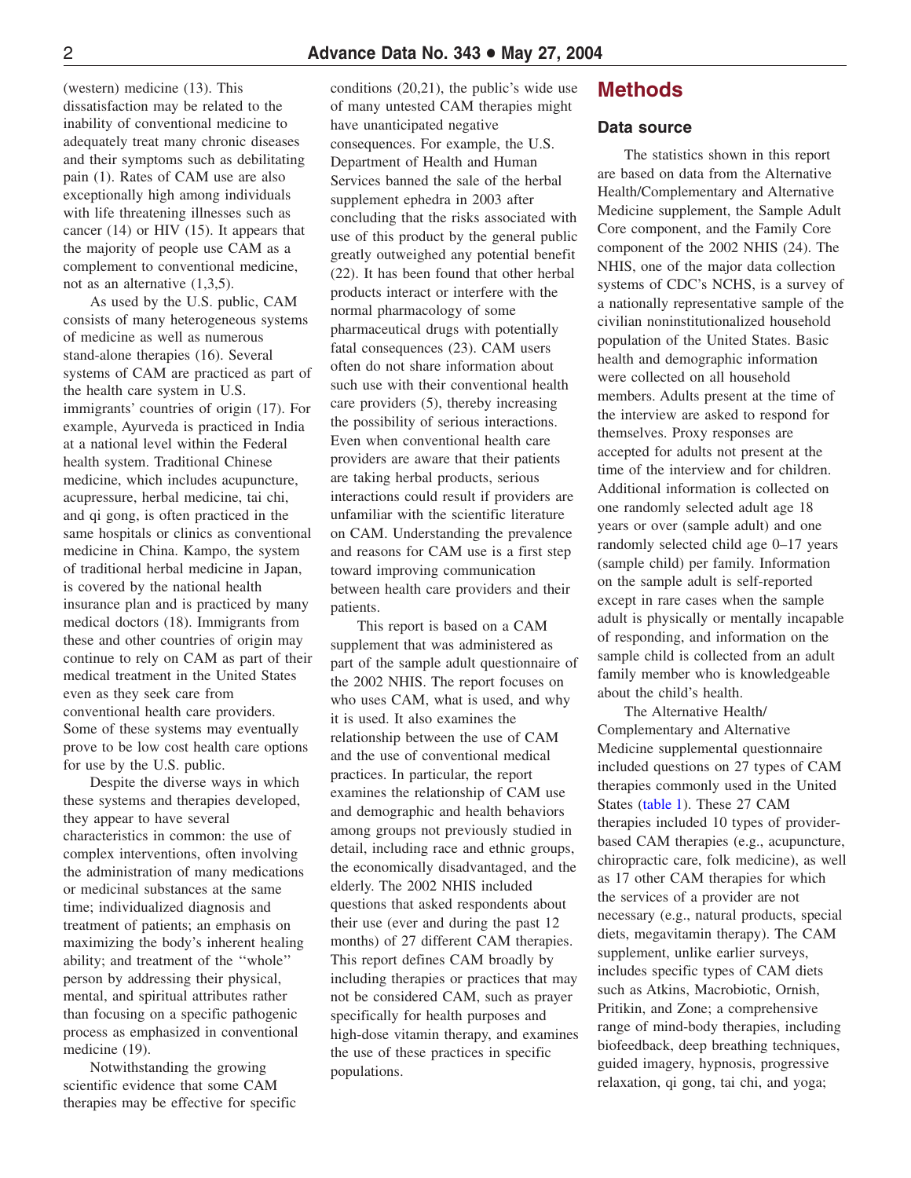(western) medicine (13). This dissatisfaction may be related to the inability of conventional medicine to adequately treat many chronic diseases and their symptoms such as debilitating pain (1). Rates of CAM use are also exceptionally high among individuals with life threatening illnesses such as cancer (14) or HIV (15). It appears that the majority of people use CAM as a complement to conventional medicine, not as an alternative (1,3,5).

As used by the U.S. public, CAM consists of many heterogeneous systems of medicine as well as numerous stand-alone therapies (16). Several systems of CAM are practiced as part of the health care system in U.S. immigrants' countries of origin (17). For example, Ayurveda is practiced in India at a national level within the Federal health system. Traditional Chinese medicine, which includes acupuncture, acupressure, herbal medicine, tai chi, and qi gong, is often practiced in the same hospitals or clinics as conventional medicine in China. Kampo, the system of traditional herbal medicine in Japan, is covered by the national health insurance plan and is practiced by many medical doctors (18). Immigrants from these and other countries of origin may continue to rely on CAM as part of their medical treatment in the United States even as they seek care from conventional health care providers. Some of these systems may eventually prove to be low cost health care options for use by the U.S. public.

Despite the diverse ways in which these systems and therapies developed, they appear to have several characteristics in common: the use of complex interventions, often involving the administration of many medications or medicinal substances at the same time; individualized diagnosis and treatment of patients; an emphasis on maximizing the body's inherent healing ability; and treatment of the ''whole'' person by addressing their physical, mental, and spiritual attributes rather than focusing on a specific pathogenic process as emphasized in conventional medicine (19).

Notwithstanding the growing scientific evidence that some CAM therapies may be effective for specific conditions (20,21), the public's wide use of many untested CAM therapies might have unanticipated negative consequences. For example, the U.S. Department of Health and Human Services banned the sale of the herbal supplement ephedra in 2003 after concluding that the risks associated with use of this product by the general public greatly outweighed any potential benefit (22). It has been found that other herbal products interact or interfere with the normal pharmacology of some pharmaceutical drugs with potentially fatal consequences (23). CAM users often do not share information about such use with their conventional health care providers (5), thereby increasing the possibility of serious interactions. Even when conventional health care providers are aware that their patients are taking herbal products, serious interactions could result if providers are unfamiliar with the scientific literature on CAM. Understanding the prevalence and reasons for CAM use is a first step toward improving communication between health care providers and their patients.

This report is based on a CAM supplement that was administered as part of the sample adult questionnaire of the 2002 NHIS. The report focuses on who uses CAM, what is used, and why it is used. It also examines the relationship between the use of CAM and the use of conventional medical practices. In particular, the report examines the relationship of CAM use and demographic and health behaviors among groups not previously studied in detail, including race and ethnic groups, the economically disadvantaged, and the elderly. The 2002 NHIS included questions that asked respondents about their use (ever and during the past 12 months) of 27 different CAM therapies. This report defines CAM broadly by including therapies or practices that may not be considered CAM, such as prayer specifically for health purposes and high-dose vitamin therapy, and examines the use of these practices in specific populations.

# Methods

## Data source

The statistics shown in this report are based on data from the Alternative Health/Complementary and Alternative Medicine supplement, the Sample Adult Core component, and the Family Core component of the 2002 NHIS (24). The NHIS, one of the major data collection systems of CDC's NCHS, is a survey of a nationally representative sample of the civilian noninstitutionalized household population of the United States. Basic health and demographic information were collected on all household members. Adults present at the time of the interview are asked to respond for themselves. Proxy responses are accepted for adults not present at the time of the interview and for children. Additional information is collected on one randomly selected adult age 18 years or over (sample adult) and one randomly selected child age 0–17 years (sample child) per family. Information on the sample adult is self-reported except in rare cases when the sample adult is physically or mentally incapable of responding, and information on the sample child is collected from an adult family member who is knowledgeable about the child's health.

The Alternative Health/Complementary and Alternative Medicine supplemental questionnaire included questions on 27 types of CAM therapies commonly used in the United States (table 1). These 27 CAM therapies included 10 types of provider-based CAM therapies (e.g., acupuncture, chiropractic care, folk medicine), as well as 17 other CAM therapies for which the services of a provider are not necessary (e.g., natural products, special diets, megavitamin therapy). The CAM supplement, unlike earlier surveys, includes specific types of CAM diets such as Atkins, Macrobiotic, Ornish, Pritikin, and Zone; a comprehensive range of mind-body therapies, including biofeedback, deep breathing techniques, guided imagery, hypnosis, progressive relaxation, qi gong, tai chi, and yoga;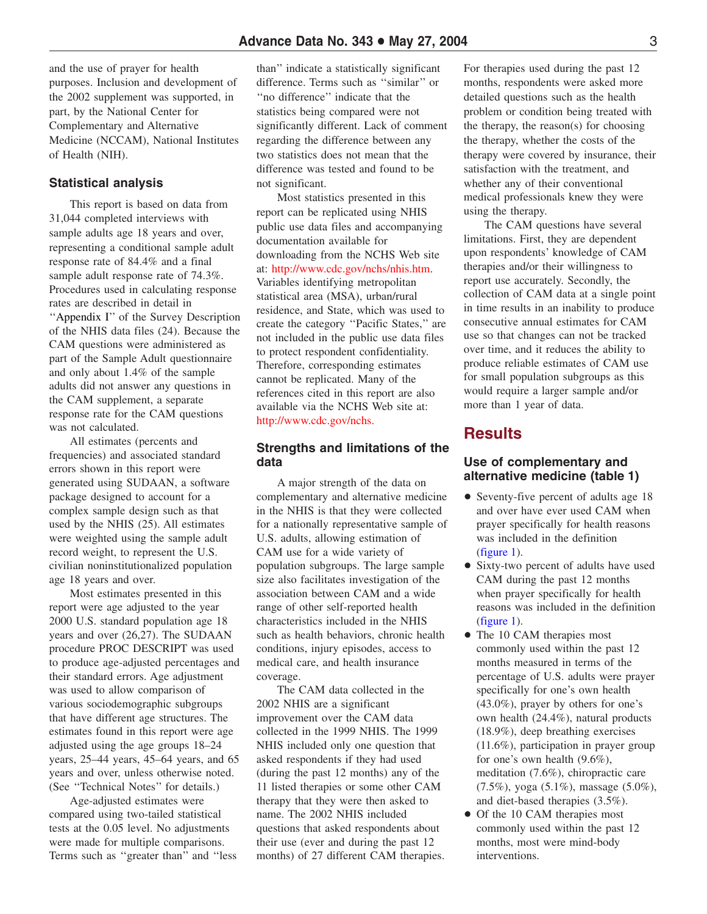and the use of prayer for health purposes. Inclusion and development of the 2002 supplement was supported, in part, by the National Center for Complementary and Alternative Medicine (NCCAM), National Institutes of Health (NIH).

### Statistical analysis

This report is based on data from 31,044 completed interviews with sample adults age 18 years and over, representing a conditional sample adult response rate of 84.4% and a final sample adult response rate of 74.3%. Procedures used in calculating response rates are described in detail in ''Appendix I'' of the Survey Description of the NHIS data files (24). Because the CAM questions were administered as part of the Sample Adult questionnaire and only about 1.4% of the sample adults did not answer any questions in the CAM supplement, a separate response rate for the CAM questions was not calculated.

All estimates (percents and frequencies) and associated standard errors shown in this report were generated using SUDAAN, a software package designed to account for a complex sample design such as that used by the NHIS (25). All estimates were weighted using the sample adult record weight, to represent the U.S. civilian noninstitutionalized population age 18 years and over.

Most estimates presented in this report were age adjusted to the year 2000 U.S. standard population age 18 years and over (26,27). The SUDAAN procedure PROC DESCRIPT was used to produce age-adjusted percentages and their standard errors. Age adjustment was used to allow comparison of various sociodemographic subgroups that have different age structures. The estimates found in this report were age adjusted using the age groups 18–24 years, 25–44 years, 45–64 years, and 65 years and over, unless otherwise noted. (See ''Technical Notes'' for details.)

Age-adjusted estimates were compared using two-tailed statistical tests at the 0.05 level. No adjustments were made for multiple comparisons. Terms such as ''greater than'' and ''less than'' indicate a statistically significant difference. Terms such as ''similar'' or ''no difference'' indicate that the statistics being compared were not significantly different. Lack of comment regarding the difference between any two statistics does not mean that the difference was tested and found to be not significant.

Most statistics presented in this report can be replicated using NHIS public use data files and accompanying documentation available for downloading from the NCHS Web site at: http://www.cdc.gov/nchs/nhis.htm. Variables identifying metropolitan statistical area (MSA), urban/rural residence, and State, which was used to create the category ''Pacific States,'' are not included in the public use data files to protect respondent confidentiality. Therefore, corresponding estimates cannot be replicated. Many of the references cited in this report are also available via the NCHS Web site at: http://www.cdc.gov/nchs.

### Strengths and limitations of the data

A major strength of the data on complementary and alternative medicine in the NHIS is that they were collected for a nationally representative sample of U.S. adults, allowing estimation of CAM use for a wide variety of population subgroups. The large sample size also facilitates investigation of the association between CAM and a wide range of other self-reported health characteristics included in the NHIS such as health behaviors, chronic health conditions, injury episodes, access to medical care, and health insurance coverage.

The CAM data collected in the 2002 NHIS are a significant improvement over the CAM data collected in the 1999 NHIS. The 1999 NHIS included only one question that asked respondents if they had used (during the past 12 months) any of the 11 listed therapies or some other CAM therapy that they were then asked to name. The 2002 NHIS included questions that asked respondents about their use (ever and during the past 12 months) of 27 different CAM therapies. For therapies used during the past 12 months, respondents were asked more detailed questions such as the health problem or condition being treated with the therapy, the reason(s) for choosing the therapy, whether the costs of the therapy were covered by insurance, their satisfaction with the treatment, and whether any of their conventional medical professionals knew they were using the therapy.

The CAM questions have several limitations. First, they are dependent upon respondents' knowledge of CAM therapies and/or their willingness to report use accurately. Secondly, the collection of CAM data at a single point in time results in an inability to produce consecutive annual estimates for CAM use so that changes can not be tracked over time, and it reduces the ability to produce reliable estimates of CAM use for small population subgroups as this would require a larger sample and/or more than 1 year of data.

## Results

### Use of complementary and alternative medicine (table 1)

- Seventy-five percent of adults age 18 and over have ever used CAM when prayer specifically for health reasons was included in the definition (figure 1).
- Sixty-two percent of adults have used CAM during the past 12 months when prayer specifically for health reasons was included in the definition (figure 1).
- The 10 CAM therapies most commonly used within the past 12 months measured in terms of the percentage of U.S. adults were prayer specifically for one's own health (43.0%), prayer by others for one's own health (24.4%), natural products (18.9%), deep breathing exercises (11.6%), participation in prayer group for one's own health (9.6%), meditation (7.6%), chiropractic care (7.5%), yoga (5.1%), massage (5.0%), and diet-based therapies (3.5%).
- Of the 10 CAM therapies most commonly used within the past 12 months, most were mind-body interventions.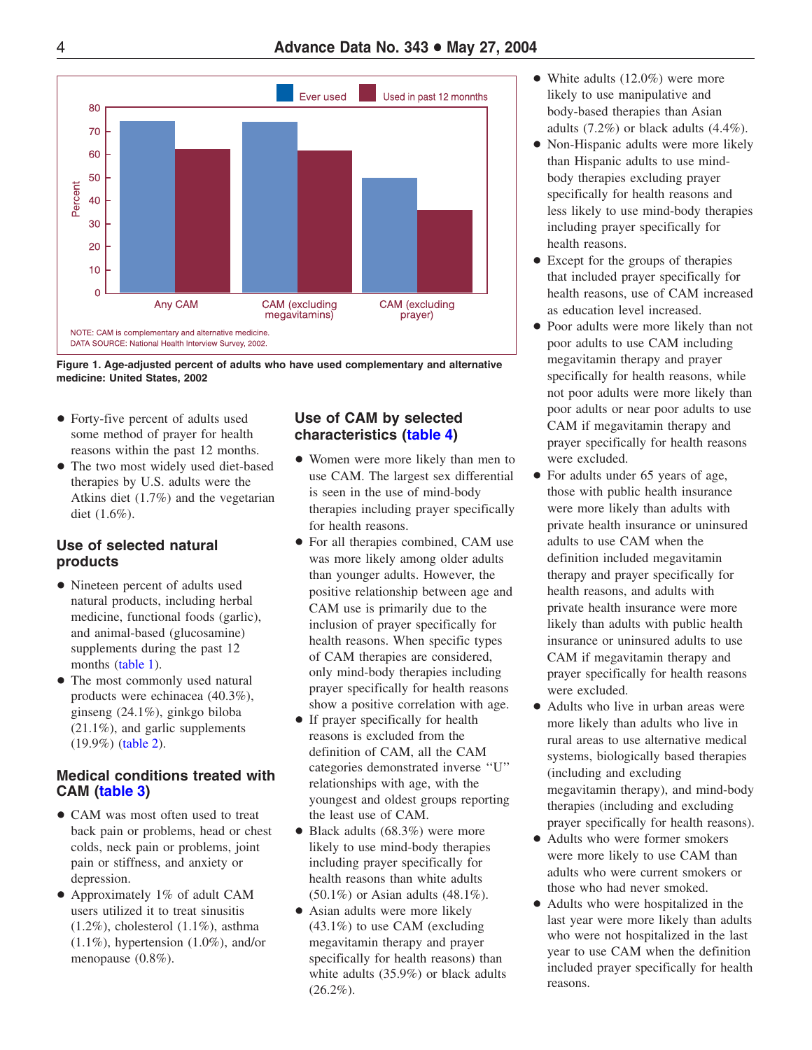Ever used | Used in past 12 monnths

NOTE: CAM is complementary and alternative medicine.
DATA SOURCE: National Health Interview Survey, 2002.

**Figure 1. Age-adjusted percent of adults who have used complementary and alternative medicine: United States, 2002**

- Forty-five percent of adults used some method of prayer for health reasons within the past 12 months.
- The two most widely used diet-based therapies by U.S. adults were the Atkins diet (1.7%) and the vegetarian diet (1.6%).

### Use of selected natural products

- Nineteen percent of adults used natural products, including herbal medicine, functional foods (garlic), and animal-based (glucosamine) supplements during the past 12 months (table 1).
- The most commonly used natural products were echinacea (40.3%), ginseng (24.1%), ginkgo biloba (21.1%), and garlic supplements (19.9%) (table 2).

### Medical conditions treated with CAM (table 3)

- CAM was most often used to treat back pain or problems, head or chest colds, neck pain or problems, joint pain or stiffness, and anxiety or depression.
- Approximately 1% of adult CAM users utilized it to treat sinusitis (1.2%), cholesterol (1.1%), asthma (1.1%), hypertension (1.0%), and/or menopause (0.8%).

### Use of CAM by selected characteristics (table 4)

- Women were more likely than men to use CAM. The largest sex differential is seen in the use of mind-body therapies including prayer specifically for health reasons.
- For all therapies combined, CAM use was more likely among older adults than younger adults. However, the positive relationship between age and CAM use is primarily due to the inclusion of prayer specifically for health reasons. When specific types of CAM therapies are considered, only mind-body therapies including prayer specifically for health reasons show a positive correlation with age.
- If prayer specifically for health reasons is excluded from the definition of CAM, all the CAM categories demonstrated inverse "U" relationships with age, with the youngest and oldest groups reporting the least use of CAM.
- Black adults (68.3%) were more likely to use mind-body therapies including prayer specifically for health reasons than white adults (50.1%) or Asian adults (48.1%).
- Asian adults were more likely (43.1%) to use CAM (excluding megavitamin therapy and prayer specifically for health reasons) than white adults (35.9%) or black adults (26.2%).
- White adults (12.0%) were more likely to use manipulative and body-based therapies than Asian adults (7.2%) or black adults (4.4%).
- Non-Hispanic adults were more likely than Hispanic adults to use mind-body therapies excluding prayer specifically for health reasons and less likely to use mind-body therapies including prayer specifically for health reasons.
- Except for the groups of therapies that included prayer specifically for health reasons, use of CAM increased as education level increased.
- Poor adults were more likely than not poor adults to use CAM including megavitamin therapy and prayer specifically for health reasons, while not poor adults were more likely than poor adults or near poor adults to use CAM if megavitamin therapy and prayer specifically for health reasons were excluded.
- For adults under 65 years of age, those with public health insurance were more likely than adults with private health insurance or uninsured adults to use CAM when the definition included megavitamin therapy and prayer specifically for health reasons, and adults with private health insurance were more likely than adults with public health insurance or uninsured adults to use CAM if megavitamin therapy and prayer specifically for health reasons were excluded.
- Adults who live in urban areas were more likely than adults who live in rural areas to use alternative medical systems, biologically based therapies (including and excluding megavitamin therapy), and mind-body therapies (including and excluding prayer specifically for health reasons).
- Adults who were former smokers were more likely to use CAM than adults who were current smokers or those who had never smoked.
- Adults who were hospitalized in the last year were more likely than adults who were not hospitalized in the last year to use CAM when the definition included prayer specifically for health reasons.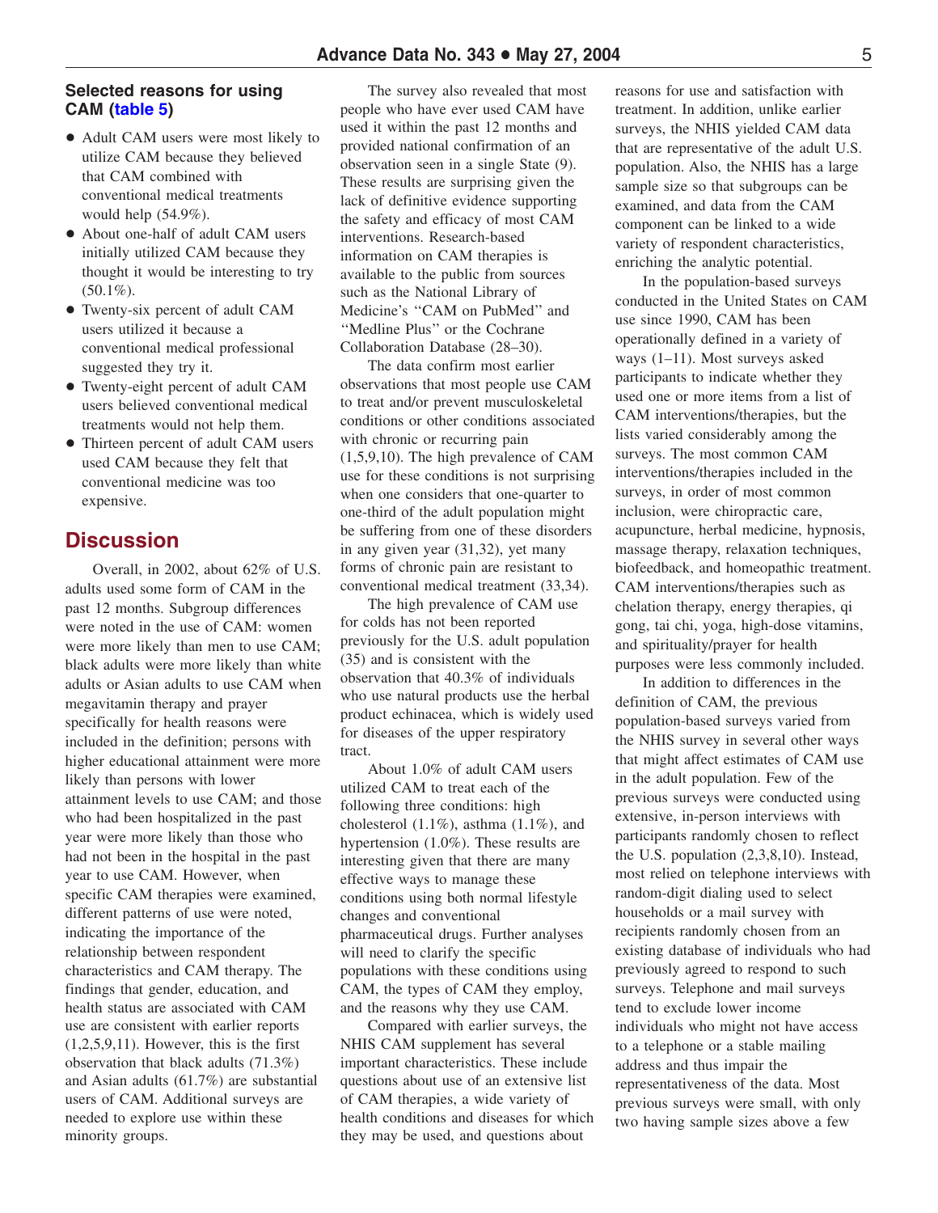### Selected reasons for using CAM (table 5)

- Adult CAM users were most likely to utilize CAM because they believed that CAM combined with conventional medical treatments would help (54.9%).
- About one-half of adult CAM users initially utilized CAM because they thought it would be interesting to try (50.1%).
- Twenty-six percent of adult CAM users utilized it because a conventional medical professional suggested they try it.
- Twenty-eight percent of adult CAM users believed conventional medical treatments would not help them.
- Thirteen percent of adult CAM users used CAM because they felt that conventional medicine was too expensive.

## Discussion

Overall, in 2002, about 62% of U.S. adults used some form of CAM in the past 12 months. Subgroup differences were noted in the use of CAM: women were more likely than men to use CAM; black adults were more likely than white adults or Asian adults to use CAM when megavitamin therapy and prayer specifically for health reasons were included in the definition; persons with higher educational attainment were more likely than persons with lower attainment levels to use CAM; and those who had been hospitalized in the past year were more likely than those who had not been in the hospital in the past year to use CAM. However, when specific CAM therapies were examined, different patterns of use were noted, indicating the importance of the relationship between respondent characteristics and CAM therapy. The findings that gender, education, and health status are associated with CAM use are consistent with earlier reports (1,2,5,9,11). However, this is the first observation that black adults (71.3%) and Asian adults (61.7%) are substantial users of CAM. Additional surveys are needed to explore use within these minority groups.

The survey also revealed that most people who have ever used CAM have used it within the past 12 months and provided national confirmation of an observation seen in a single State (9). These results are surprising given the lack of definitive evidence supporting the safety and efficacy of most CAM interventions. Research-based information on CAM therapies is available to the public from sources such as the National Library of Medicine's "CAM on PubMed" and "Medline Plus" or the Cochrane Collaboration Database (28–30).

The data confirm most earlier observations that most people use CAM to treat and/or prevent musculoskeletal conditions or other conditions associated with chronic or recurring pain (1,5,9,10). The high prevalence of CAM use for these conditions is not surprising when one considers that one-quarter to one-third of the adult population might be suffering from one of these disorders in any given year (31,32), yet many forms of chronic pain are resistant to conventional medical treatment (33,34).

The high prevalence of CAM use for colds has not been reported previously for the U.S. adult population (35) and is consistent with the observation that 40.3% of individuals who use natural products use the herbal product echinacea, which is widely used for diseases of the upper respiratory tract.

About 1.0% of adult CAM users utilized CAM to treat each of the following three conditions: high cholesterol (1.1%), asthma (1.1%), and hypertension (1.0%). These results are interesting given that there are many effective ways to manage these conditions using both normal lifestyle changes and conventional pharmaceutical drugs. Further analyses will need to clarify the specific populations with these conditions using CAM, the types of CAM they employ, and the reasons why they use CAM.

Compared with earlier surveys, the NHIS CAM supplement has several important characteristics. These include questions about use of an extensive list of CAM therapies, a wide variety of health conditions and diseases for which they may be used, and questions about reasons for use and satisfaction with treatment. In addition, unlike earlier surveys, the NHIS yielded CAM data that are representative of the adult U.S. population. Also, the NHIS has a large sample size so that subgroups can be examined, and data from the CAM component can be linked to a wide variety of respondent characteristics, enriching the analytic potential.

In the population-based surveys conducted in the United States on CAM use since 1990, CAM has been operationally defined in a variety of ways (1–11). Most surveys asked participants to indicate whether they used one or more items from a list of CAM interventions/therapies, but the lists varied considerably among the surveys. The most common CAM interventions/therapies included in the surveys, in order of most common inclusion, were chiropractic care, acupuncture, herbal medicine, hypnosis, massage therapy, relaxation techniques, biofeedback, and homeopathic treatment. CAM interventions/therapies such as chelation therapy, energy therapies, qi gong, tai chi, yoga, high-dose vitamins, and spirituality/prayer for health purposes were less commonly included.

In addition to differences in the definition of CAM, the previous population-based surveys varied from the NHIS survey in several other ways that might affect estimates of CAM use in the adult population. Few of the previous surveys were conducted using extensive, in-person interviews with participants randomly chosen to reflect the U.S. population (2,3,8,10). Instead, most relied on telephone interviews with random-digit dialing used to select households or a mail survey with recipients randomly chosen from an existing database of individuals who had previously agreed to respond to such surveys. Telephone and mail surveys tend to exclude lower income individuals who might not have access to a telephone or a stable mailing address and thus impair the representativeness of the data. Most previous surveys were small, with only two having sample sizes above a few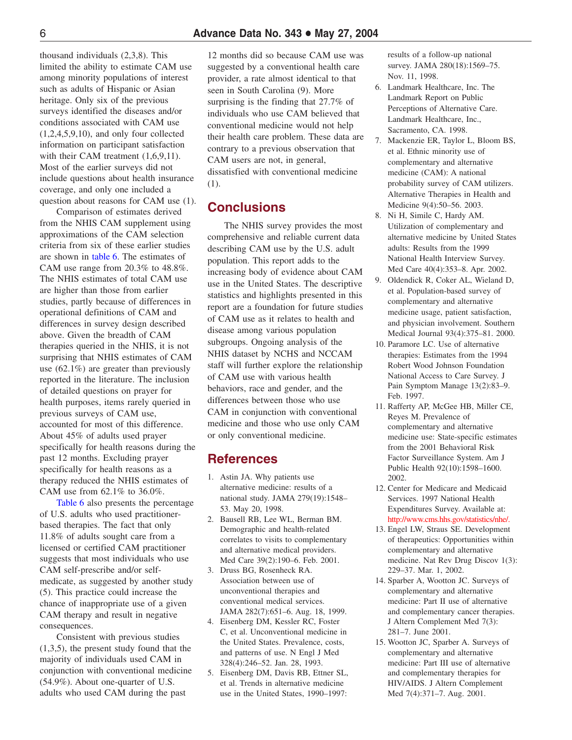thousand individuals (2,3,8). This limited the ability to estimate CAM use among minority populations of interest such as adults of Hispanic or Asian heritage. Only six of the previous surveys identified the diseases and/or conditions associated with CAM use (1,2,4,5,9,10), and only four collected information on participant satisfaction with their CAM treatment (1,6,9,11). Most of the earlier surveys did not include questions about health insurance coverage, and only one included a question about reasons for CAM use (1).

Comparison of estimates derived from the NHIS CAM supplement using approximations of the CAM selection criteria from six of these earlier studies are shown in table 6. The estimates of CAM use range from 20.3% to 48.8%. The NHIS estimates of total CAM use are higher than those from earlier studies, partly because of differences in operational definitions of CAM and differences in survey design described above. Given the breadth of CAM therapies queried in the NHIS, it is not surprising that NHIS estimates of CAM use (62.1%) are greater than previously reported in the literature. The inclusion of detailed questions on prayer for health purposes, items rarely queried in previous surveys of CAM use, accounted for most of this difference. About 45% of adults used prayer specifically for health reasons during the past 12 months. Excluding prayer specifically for health reasons as a therapy reduced the NHIS estimates of CAM use from 62.1% to 36.0%.

Table 6 also presents the percentage of U.S. adults who used practitioner-based therapies. The fact that only 11.8% of adults sought care from a licensed or certified CAM practitioner suggests that most individuals who use CAM self-prescribe and/or self-medicate, as suggested by another study (5). This practice could increase the chance of inappropriate use of a given CAM therapy and result in negative consequences.

Consistent with previous studies (1,3,5), the present study found that the majority of individuals used CAM in conjunction with conventional medicine (54.9%). About one-quarter of U.S. adults who used CAM during the past 12 months did so because CAM use was suggested by a conventional health care provider, a rate almost identical to that seen in South Carolina (9). More surprising is the finding that 27.7% of individuals who use CAM believed that conventional medicine would not help their health care problem. These data are contrary to a previous observation that CAM users are not, in general, dissatisfied with conventional medicine (1).

## Conclusions

The NHIS survey provides the most comprehensive and reliable current data describing CAM use by the U.S. adult population. This report adds to the increasing body of evidence about CAM use in the United States. The descriptive statistics and highlights presented in this report are a foundation for future studies of CAM use as it relates to health and disease among various population subgroups. Ongoing analysis of the NHIS dataset by NCHS and NCCAM staff will further explore the relationship of CAM use with various health behaviors, race and gender, and the differences between those who use CAM in conjunction with conventional medicine and those who use only CAM or only conventional medicine.

## References

1. Astin JA. Why patients use alternative medicine: results of a national study. JAMA 279(19):1548–53. May 20, 1998.
2. Bausell RB, Lee WL, Berman BM. Demographic and health-related correlates to visits to complementary and alternative medical providers. Med Care 39(2):190–6. Feb. 2001.
3. Druss BG, Rosenheck RA. Association between use of unconventional therapies and conventional medical services. JAMA 282(7):651–6. Aug. 18, 1999.
4. Eisenberg DM, Kessler RC, Foster C, et al. Unconventional medicine in the United States. Prevalence, costs, and patterns of use. N Engl J Med 328(4):246–52. Jan. 28, 1993.
5. Eisenberg DM, Davis RB, Ettner SL, et al. Trends in alternative medicine use in the United States, 1990–1997: results of a follow-up national survey. JAMA 280(18):1569–75. Nov. 11, 1998.
6. Landmark Healthcare, Inc. The Landmark Report on Public Perceptions of Alternative Care. Landmark Healthcare, Inc., Sacramento, CA. 1998.
7. Mackenzie ER, Taylor L, Bloom BS, et al. Ethnic minority use of complementary and alternative medicine (CAM): A national probability survey of CAM utilizers. Alternative Therapies in Health and Medicine 9(4):50–56. 2003.
8. Ni H, Simile C, Hardy AM. Utilization of complementary and alternative medicine by United States adults: Results from the 1999 National Health Interview Survey. Med Care 40(4):353–8. Apr. 2002.
9. Oldendick R, Coker AL, Wieland D, et al. Population-based survey of complementary and alternative medicine usage, patient satisfaction, and physician involvement. Southern Medical Journal 93(4):375–81. 2000.
10. Paramore LC. Use of alternative therapies: Estimates from the 1994 Robert Wood Johnson Foundation National Access to Care Survey. J Pain Symptom Manage 13(2):83–9. Feb. 1997.
11. Rafferty AP, McGee HB, Miller CE, Reyes M. Prevalence of complementary and alternative medicine use: State-specific estimates from the 2001 Behavioral Risk Factor Surveillance System. Am J Public Health 92(10):1598–1600. 2002.
12. Center for Medicare and Medicaid Services. 1997 National Health Expenditures Survey. Available at: http://www.cms.hhs.gov/statistics/nhe/.
13. Engel LW, Straus SE. Development of therapeutics: Opportunities within complementary and alternative medicine. Nat Rev Drug Discov 1(3): 229–37. Mar. 1, 2002.
14. Sparber A, Wootton JC. Surveys of complementary and alternative medicine: Part II use of alternative and complementary cancer therapies. J Altern Complement Med 7(3): 281–7. June 2001.
15. Wootton JC, Sparber A. Surveys of complementary and alternative medicine: Part III use of alternative and complementary therapies for HIV/AIDS. J Altern Complement Med 7(4):371–7. Aug. 2001.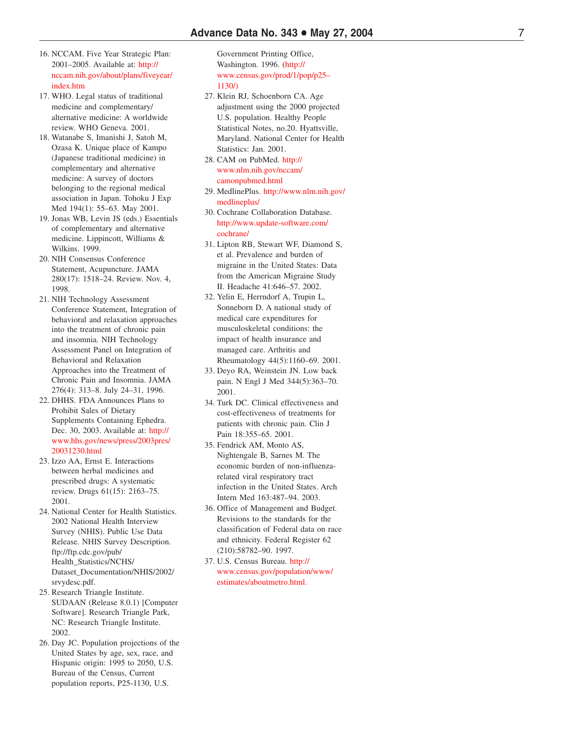16. NCCAM. Five Year Strategic Plan: 2001–2005. Available at: http://nccam.nih.gov/about/plans/fiveyear/index.htm
17. WHO. Legal status of traditional medicine and complementary/alternative medicine: A worldwide review. WHO Geneva. 2001.
18. Watanabe S, Imanishi J, Satoh M, Ozasa K. Unique place of Kampo (Japanese traditional medicine) in complementary and alternative medicine: A survey of doctors belonging to the regional medical association in Japan. Tohoku J Exp Med 194(1): 55–63. May 2001.
19. Jonas WB, Levin JS (eds.) Essentials of complementary and alternative medicine. Lippincott, Williams & Wilkins. 1999.
20. NIH Consensus Conference Statement, Acupuncture. JAMA 280(17): 1518–24. Review. Nov. 4, 1998.
21. NIH Technology Assessment Conference Statement, Integration of behavioral and relaxation approaches into the treatment of chronic pain and insomnia. NIH Technology Assessment Panel on Integration of Behavioral and Relaxation Approaches into the Treatment of Chronic Pain and Insomnia. JAMA 276(4): 313–8. July 24–31, 1996.
22. DHHS. FDA Announces Plans to Prohibit Sales of Dietary Supplements Containing Ephedra. Dec. 30, 2003. Available at: http://www.hhs.gov/news/press/2003pres/20031230.html
23. Izzo AA, Ernst E. Interactions between herbal medicines and prescribed drugs: A systematic review. Drugs 61(15): 2163–75. 2001.
24. National Center for Health Statistics. 2002 National Health Interview Survey (NHIS). Public Use Data Release. NHIS Survey Description. ftp://ftp.cdc.gov/pub/Health_Statistics/NCHS/Dataset_Documentation/NHIS/2002/srvydesc.pdf.
25. Research Triangle Institute. SUDAAN (Release 8.0.1) [Computer Software]. Research Triangle Park, NC: Research Triangle Institute. 2002.
26. Day JC. Population projections of the United States by age, sex, race, and Hispanic origin: 1995 to 2050, U.S. Bureau of the Census, Current population reports, P25-1130, U.S. Government Printing Office, Washington. 1996. (http://www.census.gov/prod/1/pop/p25–1130/)
27. Klein RJ, Schoenborn CA. Age adjustment using the 2000 projected U.S. population. Healthy People Statistical Notes, no.20. Hyattsville, Maryland. National Center for Health Statistics: Jan. 2001.
28. CAM on PubMed. http://www.nlm.nih.gov/nccam/camonpubmed.html
29. MedlinePlus. http://www.nlm.nih.gov/medlineplus/
30. Cochrane Collaboration Database. http://www.update-software.com/cochrane/
31. Lipton RB, Stewart WF, Diamond S, et al. Prevalence and burden of migraine in the United States: Data from the American Migraine Study II. Headache 41:646–57. 2002.
32. Yelin E, Herrndorf A, Trupin L, Sonneborn D. A national study of medical care expenditures for musculoskeletal conditions: the impact of health insurance and managed care. Arthritis and Rheumatology 44(5):1160–69. 2001.
33. Deyo RA, Weinstein JN. Low back pain. N Engl J Med 344(5):363–70. 2001.
34. Turk DC. Clinical effectiveness and cost-effectiveness of treatments for patients with chronic pain. Clin J Pain 18:355–65. 2001.
35. Fendrick AM, Monto AS, Nightengale B, Sarnes M. The economic burden of non-influenza-related viral respiratory tract infection in the United States. Arch Intern Med 163:487–94. 2003.
36. Office of Management and Budget. Revisions to the standards for the classification of Federal data on race and ethnicity. Federal Register 62 (210):58782–90. 1997.
37. U.S. Census Bureau. http://www.census.gov/population/www/estimates/aboutmetro.html.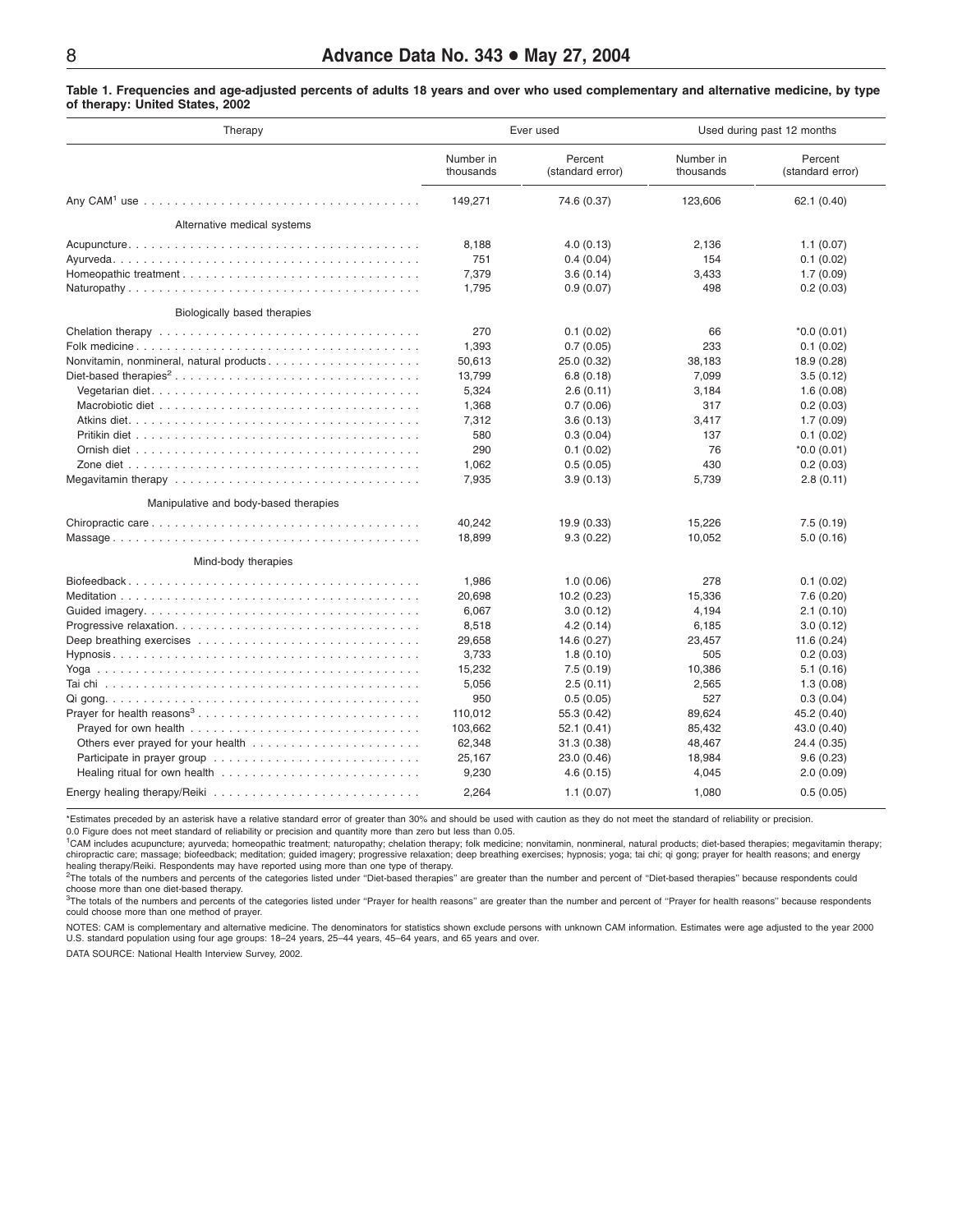**Table 1. Frequencies and age-adjusted percents of adults 18 years and over who used complementary and alternative medicine, by type of therapy: United States, 2002**

| Therapy | Ever used | | Used during past 12 months | |
|---|---|---|---|---|
| | Number in thousands | Percent (standard error) | Number in thousands | Percent (standard error) |
| Any CAM[1] use | 149,271 | 74.6 (0.37) | 123,606 | 62.1 (0.40) |
| *Alternative medical systems* | | | | |
| Acupuncture | 8,188 | 4.0 (0.13) | 2,136 | 1.1 (0.07) |
| Ayurveda | 751 | 0.4 (0.04) | 154 | 0.1 (0.02) |
| Homeopathic treatment | 7,379 | 3.6 (0.14) | 3,433 | 1.7 (0.09) |
| Naturopathy | 1,795 | 0.9 (0.07) | 498 | 0.2 (0.03) |
| *Biologically based therapies* | | | | |
| Chelation therapy | 270 | 0.1 (0.02) | 66 | *0.0 (0.01) |
| Folk medicine | 1,393 | 0.7 (0.05) | 233 | 0.1 (0.02) |
| Nonvitamin, nonmineral, natural products | 50,613 | 25.0 (0.32) | 38,183 | 18.9 (0.28) |
| Diet-based therapies[2] | 13,799 | 6.8 (0.18) | 7,099 | 3.5 (0.12) |
| Vegetarian diet | 5,324 | 2.6 (0.11) | 3,184 | 1.6 (0.08) |
| Macrobiotic diet | 1,368 | 0.7 (0.06) | 317 | 0.2 (0.03) |
| Atkins diet | 7,312 | 3.6 (0.13) | 3,417 | 1.7 (0.09) |
| Pritikin diet | 580 | 0.3 (0.04) | 137 | 0.1 (0.02) |
| Ornish diet | 290 | 0.1 (0.02) | 76 | *0.0 (0.01) |
| Zone diet | 1,062 | 0.5 (0.05) | 430 | 0.2 (0.03) |
| Megavitamin therapy | 7,935 | 3.9 (0.13) | 5,739 | 2.8 (0.11) |
| *Manipulative and body-based therapies* | | | | |
| Chiropractic care | 40,242 | 19.9 (0.33) | 15,226 | 7.5 (0.19) |
| Massage | 18,899 | 9.3 (0.22) | 10,052 | 5.0 (0.16) |
| *Mind-body therapies* | | | | |
| Biofeedback | 1,986 | 1.0 (0.06) | 278 | 0.1 (0.02) |
| Meditation | 20,698 | 10.2 (0.23) | 15,336 | 7.6 (0.20) |
| Guided imagery | 6,067 | 3.0 (0.12) | 4,194 | 2.1 (0.10) |
| Progressive relaxation | 8,518 | 4.2 (0.14) | 6,185 | 3.0 (0.12) |
| Deep breathing exercises | 29,658 | 14.6 (0.27) | 23,457 | 11.6 (0.24) |
| Hypnosis | 3,733 | 1.8 (0.10) | 505 | 0.2 (0.03) |
| Yoga | 15,232 | 7.5 (0.19) | 10,386 | 5.1 (0.16) |
| Tai chi | 5,056 | 2.5 (0.11) | 2,565 | 1.3 (0.08) |
| Qi gong | 950 | 0.5 (0.05) | 527 | 0.3 (0.04) |
| Prayer for health reasons[3] | 110,012 | 55.3 (0.42) | 89,624 | 45.2 (0.40) |
| Prayed for own health | 103,662 | 52.1 (0.41) | 85,432 | 43.0 (0.40) |
| Others ever prayed for your health | 62,348 | 31.3 (0.38) | 48,467 | 24.4 (0.35) |
| Participate in prayer group | 25,167 | 23.0 (0.46) | 18,984 | 9.6 (0.23) |
| Healing ritual for own health | 9,230 | 4.6 (0.15) | 4,045 | 2.0 (0.09) |
| Energy healing therapy/Reiki | 2,264 | 1.1 (0.07) | 1,080 | 0.5 (0.05) |

*Estimates preceded by an asterisk have a relative standard error of greater than 30% and should be used with caution as they do not meet the standard of reliability or precision.

0.0 Figure does not meet standard of reliability or precision and quantity more than zero but less than 0.05.

[1]CAM includes acupuncture; ayurveda; homeopathic treatment; naturopathy; chelation therapy; folk medicine; nonvitamin, nonmineral, natural products; diet-based therapies; megavitamin therapy; chiropractic care; massage; biofeedback; meditation; guided imagery; progressive relaxation; deep breathing exercises; hypnosis; yoga; tai chi; qi gong; prayer for health reasons; and energy healing therapy/Reiki. Respondents may have reported using more than one type of therapy.

[2]The totals of the numbers and percents of the categories listed under "Diet-based therapies" are greater than the number and percent of "Diet-based therapies" because respondents could choose more than one diet-based therapy.

[3]The totals of the numbers and percents of the categories listed under "Prayer for health reasons" are greater than the number and percent of "Prayer for health reasons" because respondents could choose more than one method of prayer.

NOTES: CAM is complementary and alternative medicine. The denominators for statistics shown exclude persons with unknown CAM information. Estimates were age adjusted to the year 2000 U.S. standard population using four age groups: 18–24 years, 25–44 years, 45–64 years, and 65 years and over.

DATA SOURCE: National Health Interview Survey, 2002.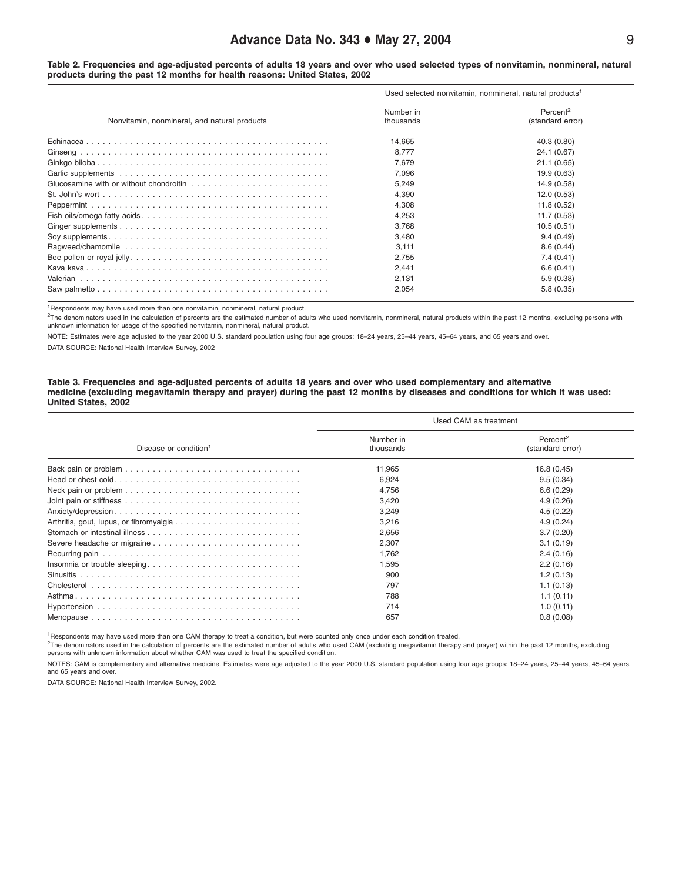**Table 2. Frequencies and age-adjusted percents of adults 18 years and over who used selected types of nonvitamin, nonmineral, natural products during the past 12 months for health reasons: United States, 2002**

| Nonvitamin, nonmineral, and natural products | Used selected nonvitamin, nonmineral, natural products[1] | |
|---|---|---|
| | Number in thousands | Percent[2] (standard error) |
| Echinacea | 14,665 | 40.3 (0.80) |
| Ginseng | 8,777 | 24.1 (0.67) |
| Ginkgo biloba | 7,679 | 21.1 (0.65) |
| Garlic supplements | 7,096 | 19.9 (0.63) |
| Glucosamine with or without chondroitin | 5,249 | 14.9 (0.58) |
| St. John's wort | 4,390 | 12.0 (0.53) |
| Peppermint | 4,308 | 11.8 (0.52) |
| Fish oils/omega fatty acids | 4,253 | 11.7 (0.53) |
| Ginger supplements | 3,768 | 10.5 (0.51) |
| Soy supplements | 3,480 | 9.4 (0.49) |
| Ragweed/chamomile | 3,111 | 8.6 (0.44) |
| Bee pollen or royal jelly | 2,755 | 7.4 (0.41) |
| Kava kava | 2,441 | 6.6 (0.41) |
| Valerian | 2,131 | 5.9 (0.38) |
| Saw palmetto | 2,054 | 5.8 (0.35) |

[1]Respondents may have used more than one nonvitamin, nonmineral, natural product.

[2]The denominators used in the calculation of percents are the estimated number of adults who used nonvitamin, nonmineral, natural products within the past 12 months, excluding persons with unknown information for usage of the specified nonvitamin, nonmineral, natural product.

NOTE: Estimates were age adjusted to the year 2000 U.S. standard population using four age groups: 18–24 years, 25–44 years, 45–64 years, and 65 years and over.

DATA SOURCE: National Health Interview Survey, 2002

**Table 3. Frequencies and age-adjusted percents of adults 18 years and over who used complementary and alternative medicine (excluding megavitamin therapy and prayer) during the past 12 months by diseases and conditions for which it was used: United States, 2002**

| Disease or condition[1] | Used CAM as treatment | |
|---|---|---|
| | Number in thousands | Percent[2] (standard error) |
| Back pain or problem | 11,965 | 16.8 (0.45) |
| Head or chest cold | 6,924 | 9.5 (0.34) |
| Neck pain or problem | 4,756 | 6.6 (0.29) |
| Joint pain or stiffness | 3,420 | 4.9 (0.26) |
| Anxiety/depression | 3,249 | 4.5 (0.22) |
| Arthritis, gout, lupus, or fibromyalgia | 3,216 | 4.9 (0.24) |
| Stomach or intestinal illness | 2,656 | 3.7 (0.20) |
| Severe headache or migraine | 2,307 | 3.1 (0.19) |
| Recurring pain | 1,762 | 2.4 (0.16) |
| Insomnia or trouble sleeping | 1,595 | 2.2 (0.16) |
| Sinusitis | 900 | 1.2 (0.13) |
| Cholesterol | 797 | 1.1 (0.13) |
| Asthma | 788 | 1.1 (0.11) |
| Hypertension | 714 | 1.0 (0.11) |
| Menopause | 657 | 0.8 (0.08) |

[1]Respondents may have used more than one CAM therapy to treat a condition, but were counted only once under each condition treated.

[2]The denominators used in the calculation of percents are the estimated number of adults who used CAM (excluding megavitamin therapy and prayer) within the past 12 months, excluding persons with unknown information about whether CAM was used to treat the specified condition.

NOTES: CAM is complementary and alternative medicine. Estimates were age adjusted to the year 2000 U.S. standard population using four age groups: 18–24 years, 25–44 years, 45–64 years, and 65 years and over.

DATA SOURCE: National Health Interview Survey, 2002.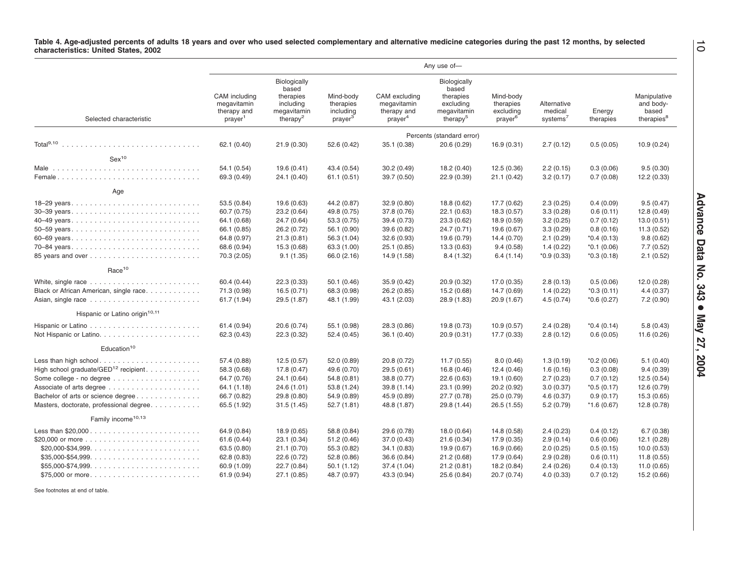**Table 4. Age-adjusted percents of adults 18 years and over who used selected complementary and alternative medicine categories during the past 12 months, by selected characteristics: United States, 2002**

| Selected characteristic | Any use of— CAM including megavitamin therapy and prayer[1] | Biologically based therapies including megavitamin therapy[2] | Mind-body therapies including prayer[3] | CAM excluding megavitamin therapy and prayer[4] | Biologically based therapies excluding megavitamin therapy[5] | Mind-body therapies excluding prayer[6] | Alternative medical systems[7] | Energy therapies | Manipulative and body-based therapies[8] |
|---|---|---|---|---|---|---|---|---|---|
| | Percents (standard error) | | | | | | | | |
| Total[9,10] | 62.1 (0.40) | 21.9 (0.30) | 52.6 (0.42) | 35.1 (0.38) | 20.6 (0.29) | 16.9 (0.31) | 2.7 (0.12) | 0.5 (0.05) | 10.9 (0.24) |
| **Sex[10]** | | | | | | | | | |
| Male | 54.1 (0.54) | 19.6 (0.41) | 43.4 (0.54) | 30.2 (0.49) | 18.2 (0.40) | 12.5 (0.36) | 2.2 (0.15) | 0.3 (0.06) | 9.5 (0.30) |
| Female | 69.3 (0.49) | 24.1 (0.40) | 61.1 (0.51) | 39.7 (0.50) | 22.9 (0.39) | 21.1 (0.42) | 3.2 (0.17) | 0.7 (0.08) | 12.2 (0.33) |
| **Age** | | | | | | | | | |
| 18–29 years | 53.5 (0.84) | 19.6 (0.63) | 44.2 (0.87) | 32.9 (0.80) | 18.8 (0.62) | 17.7 (0.62) | 2.3 (0.25) | 0.4 (0.09) | 9.5 (0.47) |
| 30–39 years | 60.7 (0.75) | 23.2 (0.64) | 49.8 (0.75) | 37.8 (0.76) | 22.1 (0.63) | 18.3 (0.57) | 3.3 (0.28) | 0.6 (0.11) | 12.8 (0.49) |
| 40–49 years | 64.1 (0.68) | 24.7 (0.64) | 53.3 (0.75) | 39.4 (0.73) | 23.3 (0.62) | 18.9 (0.59) | 3.2 (0.25) | 0.7 (0.12) | 13.0 (0.51) |
| 50–59 years | 66.1 (0.85) | 26.2 (0.72) | 56.1 (0.90) | 39.6 (0.82) | 24.7 (0.71) | 19.6 (0.67) | 3.3 (0.29) | 0.8 (0.16) | 11.3 (0.52) |
| 60–69 years | 64.8 (0.97) | 21.3 (0.81) | 56.3 (1.04) | 32.6 (0.93) | 19.6 (0.79) | 14.4 (0.70) | 2.1 (0.29) | *0.4 (0.13) | 9.8 (0.62) |
| 70–84 years | 68.6 (0.94) | 15.3 (0.68) | 63.3 (1.00) | 25.1 (0.85) | 13.3 (0.63) | 9.4 (0.58) | 1.4 (0.22) | *0.1 (0.06) | 7.7 (0.52) |
| 85 years and over | 70.3 (2.05) | 9.1 (1.35) | 66.0 (2.16) | 14.9 (1.58) | 8.4 (1.32) | 6.4 (1.14) | *0.9 (0.33) | *0.3 (0.18) | 2.1 (0.52) |
| **Race[10]** | | | | | | | | | |
| White, single race | 60.4 (0.44) | 22.3 (0.33) | 50.1 (0.46) | 35.9 (0.42) | 20.9 (0.32) | 17.0 (0.35) | 2.8 (0.13) | 0.5 (0.06) | 12.0 (0.28) |
| Black or African American, single race | 71.3 (0.98) | 16.5 (0.71) | 68.3 (0.98) | 26.2 (0.85) | 15.2 (0.68) | 14.7 (0.69) | 1.4 (0.22) | *0.3 (0.11) | 4.4 (0.37) |
| Asian, single race | 61.7 (1.94) | 29.5 (1.87) | 48.1 (1.99) | 43.1 (2.03) | 28.9 (1.83) | 20.9 (1.67) | 4.5 (0.74) | *0.6 (0.27) | 7.2 (0.90) |
| **Hispanic or Latino origin[10,11]** | | | | | | | | | |
| Hispanic or Latino | 61.4 (0.94) | 20.6 (0.74) | 55.1 (0.98) | 28.3 (0.86) | 19.8 (0.73) | 10.9 (0.57) | 2.4 (0.28) | *0.4 (0.14) | 5.8 (0.43) |
| Not Hispanic or Latino | 62.3 (0.43) | 22.3 (0.32) | 52.4 (0.45) | 36.1 (0.40) | 20.9 (0.31) | 17.7 (0.33) | 2.8 (0.12) | 0.6 (0.05) | 11.6 (0.26) |
| **Education[10]** | | | | | | | | | |
| Less than high school | 57.4 (0.88) | 12.5 (0.57) | 52.0 (0.89) | 20.8 (0.72) | 11.7 (0.55) | 8.0 (0.46) | 1.3 (0.19) | *0.2 (0.06) | 5.1 (0.40) |
| High school graduate/GED[12] recipient | 58.3 (0.68) | 17.8 (0.47) | 49.6 (0.70) | 29.5 (0.61) | 16.8 (0.46) | 12.4 (0.46) | 1.6 (0.16) | 0.3 (0.08) | 9.4 (0.39) |
| Some college - no degree | 64.7 (0.76) | 24.1 (0.64) | 54.8 (0.81) | 38.8 (0.77) | 22.6 (0.63) | 19.1 (0.60) | 2.7 (0.23) | 0.7 (0.12) | 12.5 (0.54) |
| Associate of arts degree | 64.1 (1.18) | 24.6 (1.01) | 53.8 (1.24) | 39.8 (1.14) | 23.1 (0.99) | 20.2 (0.92) | 3.0 (0.37) | *0.5 (0.17) | 12.6 (0.79) |
| Bachelor of arts or science degree | 66.7 (0.82) | 29.8 (0.80) | 54.9 (0.89) | 45.9 (0.89) | 27.7 (0.78) | 25.0 (0.79) | 4.6 (0.37) | 0.9 (0.17) | 15.3 (0.65) |
| Masters, doctorate, professional degree | 65.5 (1.92) | 31.5 (1.45) | 52.7 (1.81) | 48.8 (1.87) | 29.8 (1.44) | 26.5 (1.55) | 5.2 (0.79) | *1.6 (0.67) | 12.8 (0.78) |
| **Family income[10,13]** | | | | | | | | | |
| Less than $20,000 | 64.9 (0.84) | 18.9 (0.65) | 58.8 (0.84) | 29.6 (0.78) | 18.0 (0.64) | 14.8 (0.58) | 2.4 (0.23) | 0.4 (0.12) | 6.7 (0.38) |
| $20,000 or more | 61.6 (0.44) | 23.1 (0.34) | 51.2 (0.46) | 37.0 (0.43) | 21.6 (0.34) | 17.9 (0.35) | 2.9 (0.14) | 0.6 (0.06) | 12.1 (0.28) |
| $20,000-$34,999 | 63.5 (0.80) | 21.1 (0.70) | 55.3 (0.82) | 34.1 (0.83) | 19.9 (0.67) | 16.9 (0.66) | 2.0 (0.25) | 0.5 (0.15) | 10.0 (0.53) |
| $35,000-$54,999 | 62.8 (0.83) | 22.6 (0.72) | 52.8 (0.86) | 36.6 (0.84) | 21.2 (0.68) | 17.9 (0.64) | 2.9 (0.28) | 0.6 (0.11) | 11.8 (0.55) |
| $55,000-$74,999 | 60.9 (1.09) | 22.7 (0.84) | 50.1 (1.12) | 37.4 (1.04) | 21.2 (0.81) | 18.2 (0.84) | 2.4 (0.26) | 0.4 (0.13) | 11.0 (0.65) |
| $75,000 or more | 61.9 (0.94) | 27.1 (0.85) | 48.7 (0.97) | 43.3 (0.94) | 25.6 (0.84) | 20.7 (0.74) | 4.0 (0.33) | 0.7 (0.12) | 15.2 (0.66) |

See footnotes at end of table.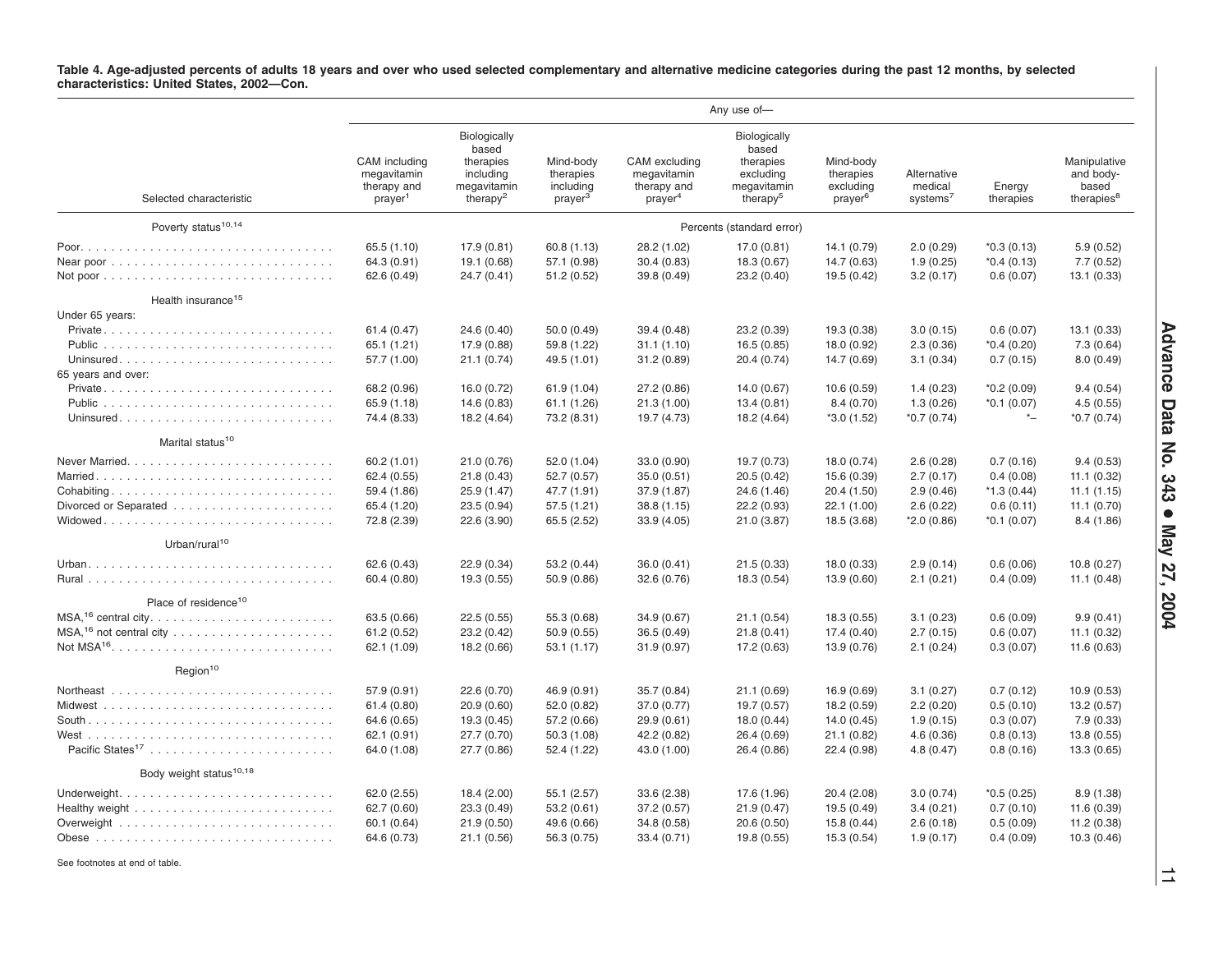**Table 4. Age-adjusted percents of adults 18 years and over who used selected complementary and alternative medicine categories during the past 12 months, by selected characteristics: United States, 2002—Con.**

| Selected characteristic | Any use of— | | | | | | | | |
|---|---|---|---|---|---|---|---|---|---|
| | CAM including megavitamin therapy and prayer[1] | Biologically based therapies including megavitamin therapy[2] | Mind-body therapies including prayer[3] | CAM excluding megavitamin therapy and prayer[4] | Biologically based therapies excluding megavitamin therapy[5] | Mind-body therapies excluding prayer[6] | Alternative medical systems[7] | Energy therapies | Manipulative and body-based therapies[8] |
| **Poverty status[10,14]** | Percents (standard error) | | | | | | | | |
| Poor | 65.5 (1.10) | 17.9 (0.81) | 60.8 (1.13) | 28.2 (1.02) | 17.0 (0.81) | 14.1 (0.79) | 2.0 (0.29) | *0.3 (0.13) | 5.9 (0.52) |
| Near poor | 64.3 (0.91) | 19.1 (0.68) | 57.1 (0.98) | 30.4 (0.83) | 18.3 (0.67) | 14.7 (0.63) | 1.9 (0.25) | *0.4 (0.13) | 7.7 (0.52) |
| Not poor | 62.6 (0.49) | 24.7 (0.41) | 51.2 (0.52) | 39.8 (0.49) | 23.2 (0.40) | 19.5 (0.42) | 3.2 (0.17) | 0.6 (0.07) | 13.1 (0.33) |
| **Health insurance[15]** | | | | | | | | | |
| Under 65 years: | | | | | | | | | |
| Private | 61.4 (0.47) | 24.6 (0.40) | 50.0 (0.49) | 39.4 (0.48) | 23.2 (0.39) | 19.3 (0.38) | 3.0 (0.15) | 0.6 (0.07) | 13.1 (0.33) |
| Public | 65.1 (1.21) | 17.9 (0.88) | 59.8 (1.22) | 31.1 (1.10) | 16.5 (0.85) | 18.0 (0.92) | 2.3 (0.36) | *0.4 (0.20) | 7.3 (0.64) |
| Uninsured | 57.7 (1.00) | 21.1 (0.74) | 49.5 (1.01) | 31.2 (0.89) | 20.4 (0.74) | 14.7 (0.69) | 3.1 (0.34) | 0.7 (0.15) | 8.0 (0.49) |
| 65 years and over: | | | | | | | | | |
| Private | 68.2 (0.96) | 16.0 (0.72) | 61.9 (1.04) | 27.2 (0.86) | 14.0 (0.67) | 10.6 (0.59) | 1.4 (0.23) | *0.2 (0.09) | 9.4 (0.54) |
| Public | 65.9 (1.18) | 14.6 (0.83) | 61.1 (1.26) | 21.3 (1.00) | 13.4 (0.81) | 8.4 (0.70) | 1.3 (0.26) | *0.1 (0.07) | 4.5 (0.55) |
| Uninsured | 74.4 (8.33) | 18.2 (4.64) | 73.2 (8.31) | 19.7 (4.73) | 18.2 (4.64) | *3.0 (1.52) | *0.7 (0.74) | *– | *0.7 (0.74) |
| **Marital status[10]** | | | | | | | | | |
| Never Married | 60.2 (1.01) | 21.0 (0.76) | 52.0 (1.04) | 33.0 (0.90) | 19.7 (0.73) | 18.0 (0.74) | 2.6 (0.28) | 0.7 (0.16) | 9.4 (0.53) |
| Married | 62.4 (0.55) | 21.8 (0.43) | 52.7 (0.57) | 35.0 (0.51) | 20.5 (0.42) | 15.6 (0.39) | 2.7 (0.17) | 0.4 (0.08) | 11.1 (0.32) |
| Cohabiting | 59.4 (1.86) | 25.9 (1.47) | 47.7 (1.91) | 37.9 (1.87) | 24.6 (1.46) | 20.4 (1.50) | 2.9 (0.46) | *1.3 (0.44) | 11.1 (1.15) |
| Divorced or Separated | 65.4 (1.20) | 23.5 (0.94) | 57.5 (1.21) | 38.8 (1.15) | 22.2 (0.93) | 22.1 (1.00) | 2.6 (0.22) | 0.6 (0.11) | 11.1 (0.70) |
| Widowed | 72.8 (2.39) | 22.6 (3.90) | 65.5 (2.52) | 33.9 (4.05) | 21.0 (3.87) | 18.5 (3.68) | *2.0 (0.86) | *0.1 (0.07) | 8.4 (1.86) |
| **Urban/rural[10]** | | | | | | | | | |
| Urban | 62.6 (0.43) | 22.9 (0.34) | 53.2 (0.44) | 36.0 (0.41) | 21.5 (0.33) | 18.0 (0.33) | 2.9 (0.14) | 0.6 (0.06) | 10.8 (0.27) |
| Rural | 60.4 (0.80) | 19.3 (0.55) | 50.9 (0.86) | 32.6 (0.76) | 18.3 (0.54) | 13.9 (0.60) | 2.1 (0.21) | 0.4 (0.09) | 11.1 (0.48) |
| **Place of residence[10]** | | | | | | | | | |
| MSA,[16] central city | 63.5 (0.66) | 22.5 (0.55) | 55.3 (0.68) | 34.9 (0.67) | 21.1 (0.54) | 18.3 (0.55) | 3.1 (0.23) | 0.6 (0.09) | 9.9 (0.41) |
| MSA,[16] not central city | 61.2 (0.52) | 23.2 (0.42) | 50.9 (0.55) | 36.5 (0.49) | 21.8 (0.41) | 17.4 (0.40) | 2.7 (0.15) | 0.6 (0.07) | 11.1 (0.32) |
| Not MSA[16] | 62.1 (1.09) | 18.2 (0.66) | 53.1 (1.17) | 31.9 (0.97) | 17.2 (0.63) | 13.9 (0.76) | 2.1 (0.24) | 0.3 (0.07) | 11.6 (0.63) |
| **Region[10]** | | | | | | | | | |
| Northeast | 57.9 (0.91) | 22.6 (0.70) | 46.9 (0.91) | 35.7 (0.84) | 21.1 (0.69) | 16.9 (0.69) | 3.1 (0.27) | 0.7 (0.12) | 10.9 (0.53) |
| Midwest | 61.4 (0.80) | 20.9 (0.60) | 52.0 (0.82) | 37.0 (0.77) | 19.7 (0.57) | 18.2 (0.59) | 2.2 (0.20) | 0.5 (0.10) | 13.2 (0.57) |
| South | 64.6 (0.65) | 19.3 (0.45) | 57.2 (0.66) | 29.9 (0.61) | 18.0 (0.44) | 14.0 (0.45) | 1.9 (0.15) | 0.3 (0.07) | 7.9 (0.33) |
| West | 62.1 (0.91) | 27.7 (0.70) | 50.3 (1.08) | 42.2 (0.82) | 26.4 (0.69) | 21.1 (0.82) | 4.6 (0.36) | 0.8 (0.13) | 13.8 (0.55) |
| Pacific States[17] | 64.0 (1.08) | 27.7 (0.86) | 52.4 (1.22) | 43.0 (1.00) | 26.4 (0.86) | 22.4 (0.98) | 4.8 (0.47) | 0.8 (0.16) | 13.3 (0.65) |
| **Body weight status[10,18]** | | | | | | | | | |
| Underweight | 62.0 (2.55) | 18.4 (2.00) | 55.1 (2.57) | 33.6 (2.38) | 17.6 (1.96) | 20.4 (2.08) | 3.0 (0.74) | *0.5 (0.25) | 8.9 (1.38) |
| Healthy weight | 62.7 (0.60) | 23.3 (0.49) | 53.2 (0.61) | 37.2 (0.57) | 21.9 (0.47) | 19.5 (0.49) | 3.4 (0.21) | 0.7 (0.10) | 11.6 (0.39) |
| Overweight | 60.1 (0.64) | 21.9 (0.50) | 49.6 (0.66) | 34.8 (0.58) | 20.6 (0.50) | 15.8 (0.44) | 2.6 (0.18) | 0.5 (0.09) | 11.2 (0.38) |
| Obese | 64.6 (0.73) | 21.1 (0.56) | 56.3 (0.75) | 33.4 (0.71) | 19.8 (0.55) | 15.3 (0.54) | 1.9 (0.17) | 0.4 (0.09) | 10.3 (0.46) |

See footnotes at end of table.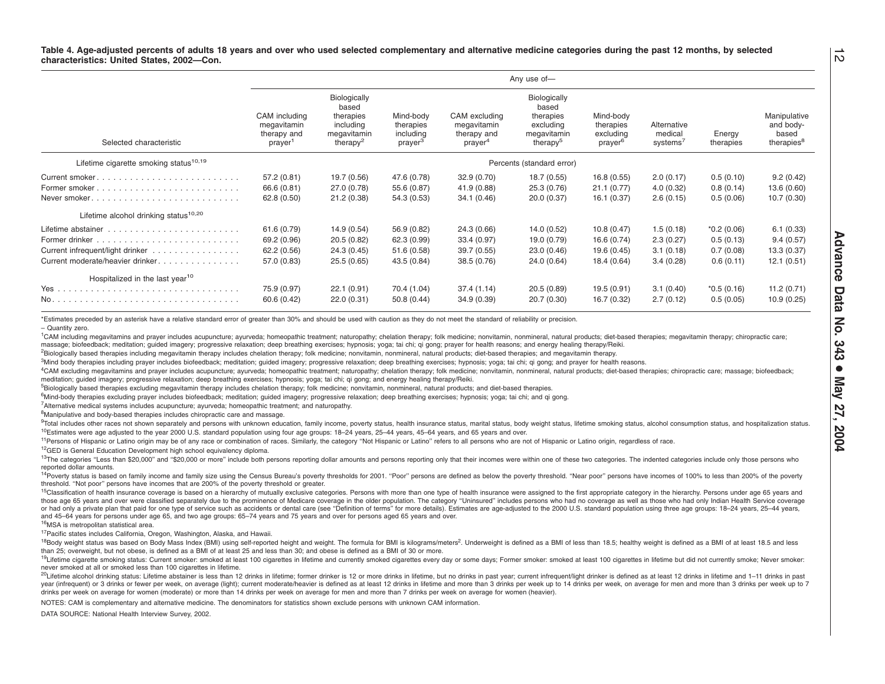**Table 4. Age-adjusted percents of adults 18 years and over who used selected complementary and alternative medicine categories during the past 12 months, by selected characteristics: United States, 2002—Con.**

| Selected characteristic | Any use of— CAM including megavitamin therapy and prayer[1] | Biologically based therapies including megavitamin therapy[2] | Mind-body therapies including prayer[3] | CAM excluding megavitamin therapy and prayer[4] | Biologically based therapies excluding megavitamin therapy[5] | Mind-body therapies excluding prayer[6] | Alternative medical systems[7] | Energy therapies | Manipulative and body-based therapies[8] |
|---|---|---|---|---|---|---|---|---|---|
| | Percents (standard error) | | | | | | | | |
| **Lifetime cigarette smoking status[10,19]** | | | | | | | | | |
| Current smoker | 57.2 (0.81) | 19.7 (0.56) | 47.6 (0.78) | 32.9 (0.70) | 18.7 (0.55) | 16.8 (0.55) | 2.0 (0.17) | 0.5 (0.10) | 9.2 (0.42) |
| Former smoker | 66.6 (0.81) | 27.0 (0.78) | 55.6 (0.87) | 41.9 (0.88) | 25.3 (0.76) | 21.1 (0.77) | 4.0 (0.32) | 0.8 (0.14) | 13.6 (0.60) |
| Never smoker | 62.8 (0.50) | 21.2 (0.38) | 54.3 (0.53) | 34.1 (0.46) | 20.0 (0.37) | 16.1 (0.37) | 2.6 (0.15) | 0.5 (0.06) | 10.7 (0.30) |
| **Lifetime alcohol drinking status[10,20]** | | | | | | | | | |
| Lifetime abstainer | 61.6 (0.79) | 14.9 (0.54) | 56.9 (0.82) | 24.3 (0.66) | 14.0 (0.52) | 10.8 (0.47) | 1.5 (0.18) | *0.2 (0.06) | 6.1 (0.33) |
| Former drinker | 69.2 (0.96) | 20.5 (0.82) | 62.3 (0.99) | 33.4 (0.97) | 19.0 (0.79) | 16.6 (0.74) | 2.3 (0.27) | 0.5 (0.13) | 9.4 (0.57) |
| Current infrequent/light drinker | 62.2 (0.56) | 24.3 (0.45) | 51.6 (0.58) | 39.7 (0.55) | 23.0 (0.46) | 19.6 (0.45) | 3.1 (0.18) | 0.7 (0.08) | 13.3 (0.37) |
| Current moderate/heavier drinker | 57.0 (0.83) | 25.5 (0.65) | 43.5 (0.84) | 38.5 (0.76) | 24.0 (0.64) | 18.4 (0.64) | 3.4 (0.28) | 0.6 (0.11) | 12.1 (0.51) |
| **Hospitalized in the last year[10]** | | | | | | | | | |
| Yes | 75.9 (0.97) | 22.1 (0.91) | 70.4 (1.04) | 37.4 (1.14) | 20.5 (0.89) | 19.5 (0.91) | 3.1 (0.40) | *0.5 (0.16) | 11.2 (0.71) |
| No | 60.6 (0.42) | 22.0 (0.31) | 50.8 (0.44) | 34.9 (0.39) | 20.7 (0.30) | 16.7 (0.32) | 2.7 (0.12) | 0.5 (0.05) | 10.9 (0.25) |

*Estimates preceded by an asterisk have a relative standard error of greater than 30% and should be used with caution as they do not meet the standard of reliability or precision.

– Quantity zero.

[1]CAM including megavitamins and prayer includes acupuncture; ayurveda; homeopathic treatment; naturopathy; chelation therapy; folk medicine; nonvitamin, nonmineral, natural products; diet-based therapies; megavitamin therapy; chiropractic care; massage; biofeedback; meditation; guided imagery; progressive relaxation; deep breathing exercises; hypnosis; yoga; tai chi; qi gong; prayer for health reasons; and energy healing therapy/Reiki.

[2]Biologically based therapies including megavitamin therapy includes chelation therapy; folk medicine; nonvitamin, nonmineral, natural products; diet-based therapies; and megavitamin therapy.

[3]Mind body therapies including prayer includes biofeedback; meditation; guided imagery; progressive relaxation; deep breathing exercises; hypnosis; yoga; tai chi; qi gong; and prayer for health reasons.

[4]CAM excluding megavitamins and prayer includes acupuncture; ayurveda; homeopathic treatment; naturopathy; chelation therapy; folk medicine; nonvitamin, nonmineral, natural products; diet-based therapies; chiropractic care; massage; biofeedback; meditation; guided imagery; progressive relaxation; deep breathing exercises; hypnosis; yoga; tai chi; qi gong; and energy healing therapy/Reiki.

[5]Biologically based therapies excluding megavitamin therapy includes chelation therapy; folk medicine; nonvitamin, nonmineral, natural products; and diet-based therapies.

[6]Mind-body therapies excluding prayer includes biofeedback; meditation; guided imagery; progressive relaxation; deep breathing exercises; hypnosis; yoga; tai chi; and qi gong.

[7]Alternative medical systems includes acupuncture; ayurveda; homeopathic treatment; and naturopathy.

[8]Manipulative and body-based therapies includes chiropractic care and massage.

[9]Total includes other races not shown separately and persons with unknown education, family income, poverty status, health insurance status, marital status, body weight status, lifetime smoking status, alcohol consumption status, and hospitalization status.

[10]Estimates were age adjusted to the year 2000 U.S. standard population using four age groups: 18–24 years, 25–44 years, 45–64 years, and 65 years and over.

[11]Persons of Hispanic or Latino origin may be of any race or combination of races. Similarly, the category "Not Hispanic or Latino" refers to all persons who are not of Hispanic or Latino origin, regardless of race.

[12]GED is General Education Development high school equivalency diploma.

[13]The categories "Less than $20,000" and "$20,000 or more" include both persons reporting dollar amounts and persons reporting only that their incomes were within one of these two categories. The indented categories include only those persons who reported dollar amounts.

[14]Poverty status is based on family income and family size using the Census Bureau's poverty thresholds for 2001. "Poor" persons are defined as below the poverty threshold. "Near poor" persons have incomes of 100% to less than 200% of the poverty threshold. "Not poor" persons have incomes that are 200% of the poverty threshold or greater.

[15]Classification of health insurance coverage is based on a hierarchy of mutually exclusive categories. Persons with more than one type of health insurance were assigned to the first appropriate category in the hierarchy. Persons under age 65 years and those age 65 years and over were classified separately due to the prominence of Medicare coverage in the older population. The category "Uninsured" includes persons who had no coverage as well as those who had only Indian Health Service coverage or had only a private plan that paid for one type of service such as accidents or dental care (see "Definition of terms" for more details). Estimates are age-adjusted to the 2000 U.S. standard population using three age groups: 18–24 years, 25–44 years, and 45–64 years for persons under age 65, and two age groups: 65–74 years and 75 years and over for persons aged 65 years and over.

[16]MSA is metropolitan statistical area.

[17]Pacific states includes California, Oregon, Washington, Alaska, and Hawaii.

[18]Body weight status was based on Body Mass Index (BMI) using self-reported height and weight. The formula for BMI is kilograms/meters$^2$. Underweight is defined as a BMI of less than 18.5; healthy weight is defined as a BMI of at least 18.5 and less than 25; overweight, but not obese, is defined as a BMI of at least 25 and less than 30; and obese is defined as a BMI of 30 or more.

[19]Lifetime cigarette smoking status: Current smoker: smoked at least 100 cigarettes in lifetime and currently smoked cigarettes every day or some days; Former smoker: smoked at least 100 cigarettes in lifetime but did not currently smoke; Never smoker: never smoked at all or smoked less than 100 cigarettes in lifetime.

[20]Lifetime alcohol drinking status: Lifetime abstainer is less than 12 drinks in lifetime; former drinker is 12 or more drinks in lifetime, but no drinks in past year; current infrequent/light drinker is defined as at least 12 drinks in lifetime and 1–11 drinks in past year (infrequent) or 3 drinks or fewer per week, on average (light); current moderate/heavier is defined as at least 12 drinks in lifetime and more than 3 drinks per week up to 14 drinks per week, on average for men and more than 3 drinks per week up to 7 drinks per week on average for women (moderate) or more than 14 drinks per week on average for men and more than 7 drinks per week on average for women (heavier).

NOTES: CAM is complementary and alternative medicine. The denominators for statistics shown exclude persons with unknown CAM information.

DATA SOURCE: National Health Interview Survey, 2002.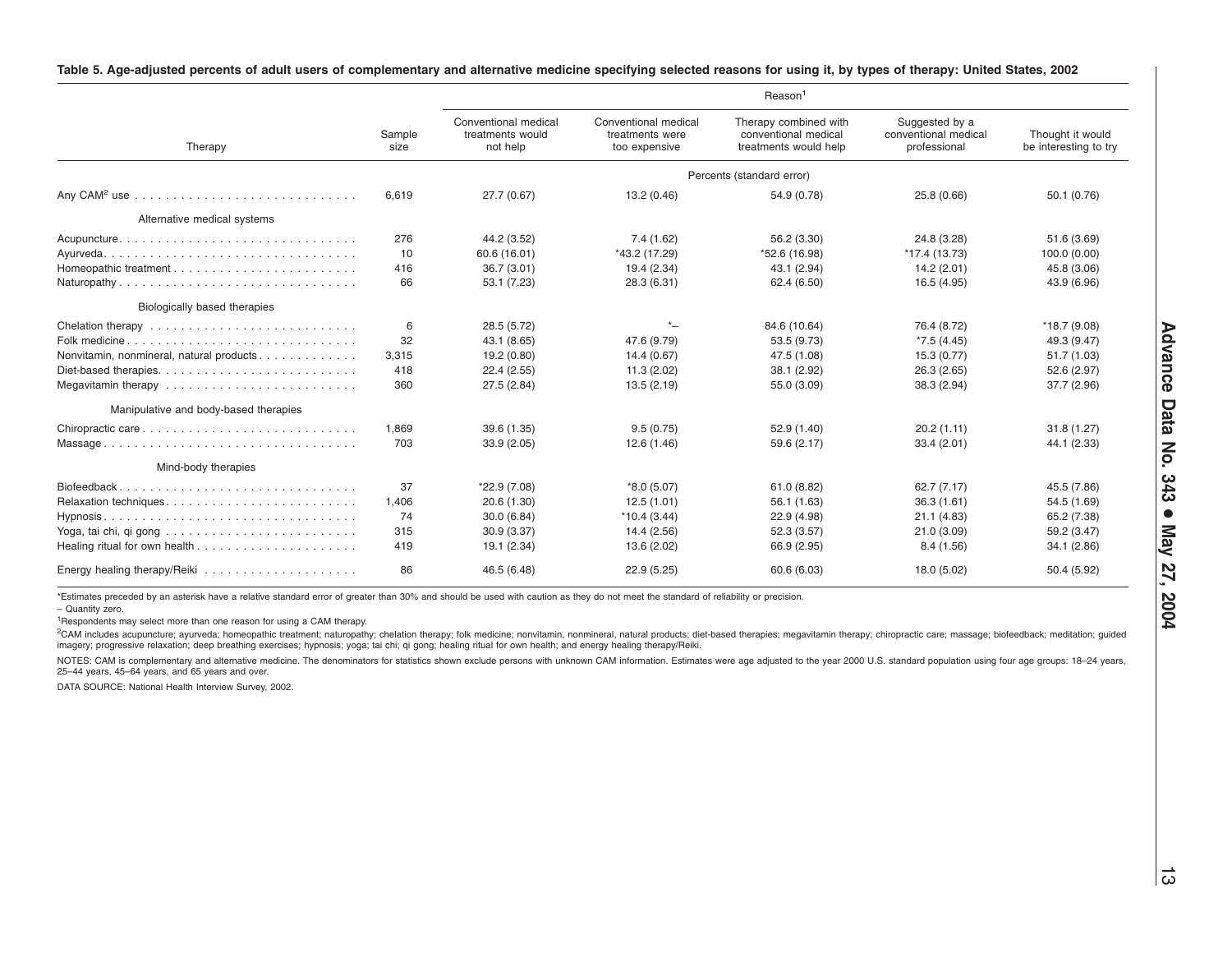**Table 5. Age-adjusted percents of adult users of complementary and alternative medicine specifying selected reasons for using it, by types of therapy: United States, 2002**

| Therapy | Sample size | Reason[1] | | | | |
|---|---|---|---|---|---|---|
| | | Conventional medical treatments would not help | Conventional medical treatments were too expensive | Therapy combined with conventional medical treatments would help | Suggested by a conventional medical professional | Thought it would be interesting to try |
| | | Percents (standard error) | | | | |
| Any CAM[2] use | 6,619 | 27.7 (0.67) | 13.2 (0.46) | 54.9 (0.78) | 25.8 (0.66) | 50.1 (0.76) |
| Alternative medical systems | | | | | | |
| Acupuncture | 276 | 44.2 (3.52) | 7.4 (1.62) | 56.2 (3.30) | 24.8 (3.28) | 51.6 (3.69) |
| Ayurveda | 10 | 60.6 (16.01) | *43.2 (17.29) | *52.6 (16.98) | *17.4 (13.73) | 100.0 (0.00) |
| Homeopathic treatment | 416 | 36.7 (3.01) | 19.4 (2.34) | 43.1 (2.94) | 14.2 (2.01) | 45.8 (3.06) |
| Naturopathy | 66 | 53.1 (7.23) | 28.3 (6.31) | 62.4 (6.50) | 16.5 (4.95) | 43.9 (6.96) |
| Biologically based therapies | | | | | | |
| Chelation therapy | 6 | 28.5 (5.72) | *– | 84.6 (10.64) | 76.4 (8.72) | *18.7 (9.08) |
| Folk medicine | 32 | 43.1 (8.65) | 47.6 (9.79) | 53.5 (9.73) | *7.5 (4.45) | 49.3 (9.47) |
| Nonvitamin, nonmineral, natural products | 3,315 | 19.2 (0.80) | 14.4 (0.67) | 47.5 (1.08) | 15.3 (0.77) | 51.7 (1.03) |
| Diet-based therapies | 418 | 22.4 (2.55) | 11.3 (2.02) | 38.1 (2.92) | 26.3 (2.65) | 52.6 (2.97) |
| Megavitamin therapy | 360 | 27.5 (2.84) | 13.5 (2.19) | 55.0 (3.09) | 38.3 (2.94) | 37.7 (2.96) |
| Manipulative and body-based therapies | | | | | | |
| Chiropractic care | 1,869 | 39.6 (1.35) | 9.5 (0.75) | 52.9 (1.40) | 20.2 (1.11) | 31.8 (1.27) |
| Massage | 703 | 33.9 (2.05) | 12.6 (1.46) | 59.6 (2.17) | 33.4 (2.01) | 44.1 (2.33) |
| Mind-body therapies | | | | | | |
| Biofeedback | 37 | *22.9 (7.08) | *8.0 (5.07) | 61.0 (8.82) | 62.7 (7.17) | 45.5 (7.86) |
| Relaxation techniques | 1,406 | 20.6 (1.30) | 12.5 (1.01) | 56.1 (1.63) | 36.3 (1.61) | 54.5 (1.69) |
| Hypnosis | 74 | 30.0 (6.84) | *10.4 (3.44) | 22.9 (4.98) | 21.1 (4.83) | 65.2 (7.38) |
| Yoga, tai chi, qi gong | 315 | 30.9 (3.37) | 14.4 (2.56) | 52.3 (3.57) | 21.0 (3.09) | 59.2 (3.47) |
| Healing ritual for own health | 419 | 19.1 (2.34) | 13.6 (2.02) | 66.9 (2.95) | 8.4 (1.56) | 34.1 (2.86) |
| Energy healing therapy/Reiki | 86 | 46.5 (6.48) | 22.9 (5.25) | 60.6 (6.03) | 18.0 (5.02) | 50.4 (5.92) |

*Estimates preceded by an asterisk have a relative standard error of greater than 30% and should be used with caution as they do not meet the standard of reliability or precision.

– Quantity zero.

[1]Respondents may select more than one reason for using a CAM therapy.

[2]CAM includes acupuncture; ayurveda; homeopathic treatment; naturopathy; chelation therapy; folk medicine; nonvitamin, nonmineral, natural products; diet-based therapies; megavitamin therapy; chiropractic care; massage; biofeedback; meditation; guided imagery; progressive relaxation; deep breathing exercises; hypnosis; yoga; tai chi; qi gong; healing ritual for own health; and energy healing therapy/Reiki.

NOTES: CAM is complementary and alternative medicine. The denominators for statistics shown exclude persons with unknown CAM information. Estimates were age adjusted to the year 2000 U.S. standard population using four age groups: 18–24 years, 25–44 years, 45–64 years, and 65 years and over.

DATA SOURCE: National Health Interview Survey, 2002.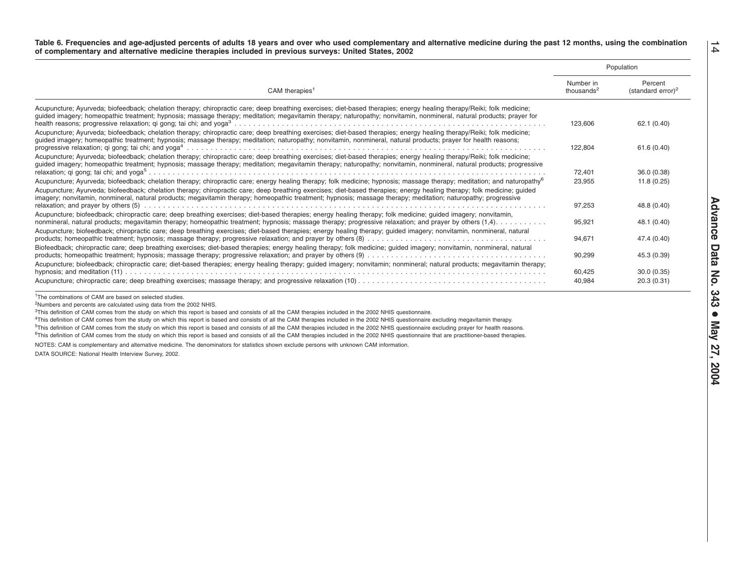**Table 6. Frequencies and age-adjusted percents of adults 18 years and over who used complementary and alternative medicine during the past 12 months, using the combination of complementary and alternative medicine therapies included in previous surveys: United States, 2002**

| CAM therapies[1] | Population | |
|---|---|---|
| | Number in thousands[2] | Percent (standard error)[2] |
| Acupuncture; Ayurveda; biofeedback; chelation therapy; chiropractic care; deep breathing exercises; diet-based therapies; energy healing therapy/Reiki; folk medicine; guided imagery; homeopathic treatment; hypnosis; massage therapy; meditation; megavitamin therapy; naturopathy; nonvitamin, nonmineral, natural products; prayer for health reasons; progressive relaxation; qi gong; tai chi; and yoga[3] | 123,606 | 62.1 (0.40) |
| Acupuncture; Ayurveda; biofeedback; chelation therapy; chiropractic care; deep breathing exercises; diet-based therapies; energy healing therapy/Reiki; folk medicine; guided imagery; homeopathic treatment; hypnosis; massage therapy; meditation; naturopathy; nonvitamin, nonmineral, natural products; prayer for health reasons; progressive relaxation; qi gong; tai chi; and yoga[4] | 122,804 | 61.6 (0.40) |
| Acupuncture; Ayurveda; biofeedback; chelation therapy; chiropractic care; deep breathing exercises; diet-based therapies; energy healing therapy/Reiki; folk medicine; guided imagery; homeopathic treatment; hypnosis; massage therapy; meditation; megavitamin therapy; naturopathy; nonvitamin, nonmineral, natural products; progressive relaxation; qi gong; tai chi; and yoga[5] | 72,401 | 36.0 (0.38) |
| Acupuncture; Ayurveda; biofeedback; chelation therapy; chiropractic care; energy healing therapy; folk medicine; hypnosis; massage therapy; meditation; and naturopathy[6] | 23,955 | 11.8 (0.25) |
| Acupuncture; Ayurveda; biofeedback; chelation therapy; chiropractic care; deep breathing exercises; diet-based therapies; energy healing therapy; folk medicine; guided imagery; nonvitamin, nonmineral, natural products; megavitamin therapy; homeopathic treatment; hypnosis; massage therapy; meditation; naturopathy; progressive relaxation; and prayer by others (5) | 97,253 | 48.8 (0.40) |
| Acupuncture; biofeedback; chiropractic care; deep breathing exercises; diet-based therapies; energy healing therapy; folk medicine; guided imagery; nonvitamin, nonmineral, natural products; megavitamin therapy; homeopathic treatment; hypnosis; massage therapy; progressive relaxation; and prayer by others (1,4) | 95,921 | 48.1 (0.40) |
| Acupuncture; biofeedback; chiropractic care; deep breathing exercises; diet-based therapies; energy healing therapy; guided imagery; nonvitamin, nonmineral, natural products; homeopathic treatment; hypnosis; massage therapy; progressive relaxation; and prayer by others (8) | 94,671 | 47.4 (0.40) |
| Biofeedback; chiropractic care; deep breathing exercises; diet-based therapies; energy healing therapy; folk medicine; guided imagery; nonvitamin, nonmineral, natural products; homeopathic treatment; hypnosis; massage therapy; progressive relaxation; and prayer by others (9) | 90,299 | 45.3 (0.39) |
| Acupuncture; biofeedback; chiropractic care; diet-based therapies; energy healing therapy; guided imagery; nonvitamin; nonmineral; natural products; megavitamin therapy; hypnosis; and meditation (11) | 60,425 | 30.0 (0.35) |
| Acupuncture; chiropractic care; deep breathing exercises; massage therapy; and progressive relaxation (10) | 40,984 | 20.3 (0.31) |

[1]The combinations of CAM are based on selected studies.

[2]Numbers and percents are calculated using data from the 2002 NHIS.

[3]This definition of CAM comes from the study on which this report is based and consists of all the CAM therapies included in the 2002 NHIS questionnaire.

[4]This definition of CAM comes from the study on which this report is based and consists of all the CAM therapies included in the 2002 NHIS questionnaire excluding megavitamin therapy.

[5]This definition of CAM comes from the study on which this report is based and consists of all the CAM therapies included in the 2002 NHIS questionnaire excluding prayer for health reasons.

[6]This definition of CAM comes from the study on which this report is based and consists of all the CAM therapies included in the 2002 NHIS questionnaire that are practitioner-based therapies.

NOTES: CAM is complementary and alternative medicine. The denominators for statistics shown exclude persons with unknown CAM information.

DATA SOURCE: National Health Interview Survey, 2002.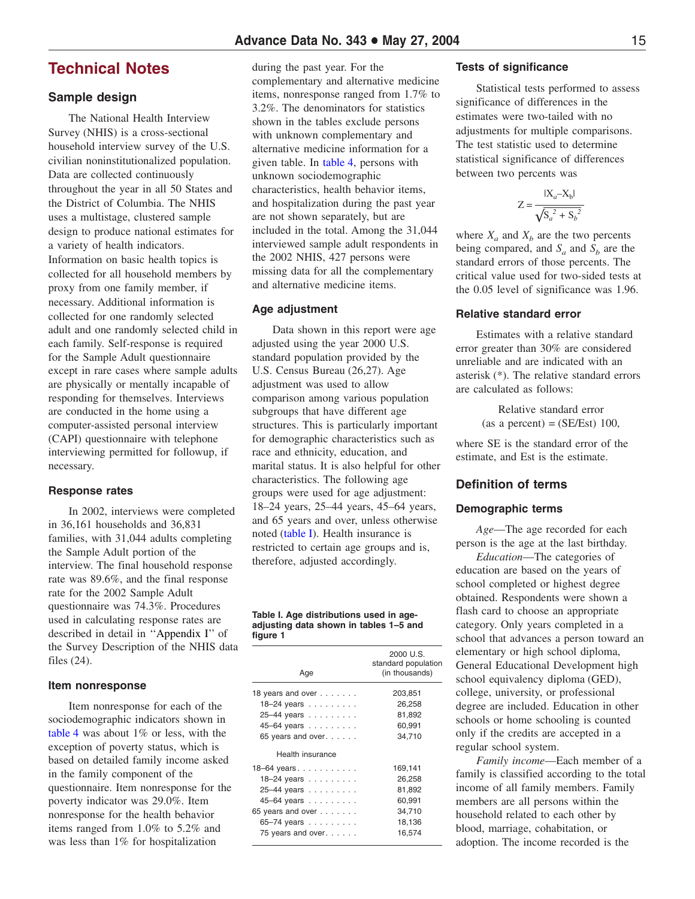# Technical Notes

## Sample design

The National Health Interview Survey (NHIS) is a cross-sectional household interview survey of the U.S. civilian noninstitutionalized population. Data are collected continuously throughout the year in all 50 States and the District of Columbia. The NHIS uses a multistage, clustered sample design to produce national estimates for a variety of health indicators. Information on basic health topics is collected for all household members by proxy from one family member, if necessary. Additional information is collected for one randomly selected adult and one randomly selected child in each family. Self-response is required for the Sample Adult questionnaire except in rare cases where sample adults are physically or mentally incapable of responding for themselves. Interviews are conducted in the home using a computer-assisted personal interview (CAPI) questionnaire with telephone interviewing permitted for followup, if necessary.

### Response rates

In 2002, interviews were completed in 36,161 households and 36,831 families, with 31,044 adults completing the Sample Adult portion of the interview. The final household response rate was 89.6%, and the final response rate for the 2002 Sample Adult questionnaire was 74.3%. Procedures used in calculating response rates are described in detail in ''Appendix I'' of the Survey Description of the NHIS data files (24).

### Item nonresponse

Item nonresponse for each of the sociodemographic indicators shown in table 4 was about 1% or less, with the exception of poverty status, which is based on detailed family income asked in the family component of the questionnaire. Item nonresponse for the poverty indicator was 29.0%. Item nonresponse for the health behavior items ranged from 1.0% to 5.2% and was less than 1% for hospitalization during the past year. For the complementary and alternative medicine items, nonresponse ranged from 1.7% to 3.2%. The denominators for statistics shown in the tables exclude persons with unknown complementary and alternative medicine information for a given table. In table 4, persons with unknown sociodemographic characteristics, health behavior items, and hospitalization during the past year are not shown separately, but are included in the total. Among the 31,044 interviewed sample adult respondents in the 2002 NHIS, 427 persons were missing data for all the complementary and alternative medicine items.

### Age adjustment

Data shown in this report were age adjusted using the year 2000 U.S. standard population provided by the U.S. Census Bureau (26,27). Age adjustment was used to allow comparison among various population subgroups that have different age structures. This is particularly important for demographic characteristics such as race and ethnicity, education, and marital status. It is also helpful for other characteristics. The following age groups were used for age adjustment: 18–24 years, 25–44 years, 45–64 years, and 65 years and over, unless otherwise noted (table I). Health insurance is restricted to certain age groups and is, therefore, adjusted accordingly.

**Table I. Age distributions used in age-adjusting data shown in tables 1–5 and figure 1**

| Age | 2000 U.S. standard population (in thousands) |
|---|---|
| 18 years and over | 203,851 |
| 18–24 years | 26,258 |
| 25–44 years | 81,892 |
| 45–64 years | 60,991 |
| 65 years and over | 34,710 |
| Health insurance | |
| 18–64 years | 169,141 |
| 18–24 years | 26,258 |
| 25–44 years | 81,892 |
| 45–64 years | 60,991 |
| 65 years and over | 34,710 |
| 65–74 years | 18,136 |
| 75 years and over | 16,574 |

### Tests of significance

Statistical tests performed to assess significance of differences in the estimates were two-tailed with no adjustments for multiple comparisons. The test statistic used to determine statistical significance of differences between two percents was

$$Z = \frac{|X_a - X_b|}{\sqrt{S_a^2 + S_b^2}}$$

where $X_a$ and $X_b$ are the two percents being compared, and $S_a$ and $S_b$ are the standard errors of those percents. The critical value used for two-sided tests at the 0.05 level of significance was 1.96.

### Relative standard error

Estimates with a relative standard error greater than 30% are considered unreliable and are indicated with an asterisk (*). The relative standard errors are calculated as follows:

$$\text{Relative standard error (as a percent)} = (\text{SE/Est})\ 100,$$

where SE is the standard error of the estimate, and Est is the estimate.

## Definition of terms

### Demographic terms

*Age*—The age recorded for each person is the age at the last birthday.

*Education*—The categories of education are based on the years of school completed or highest degree obtained. Respondents were shown a flash card to choose an appropriate category. Only years completed in a school that advances a person toward an elementary or high school diploma, General Educational Development high school equivalency diploma (GED), college, university, or professional degree are included. Education in other schools or home schooling is counted only if the credits are accepted in a regular school system.

*Family income*—Each member of a family is classified according to the total income of all family members. Family members are all persons within the household related to each other by blood, marriage, cohabitation, or adoption. The income recorded is the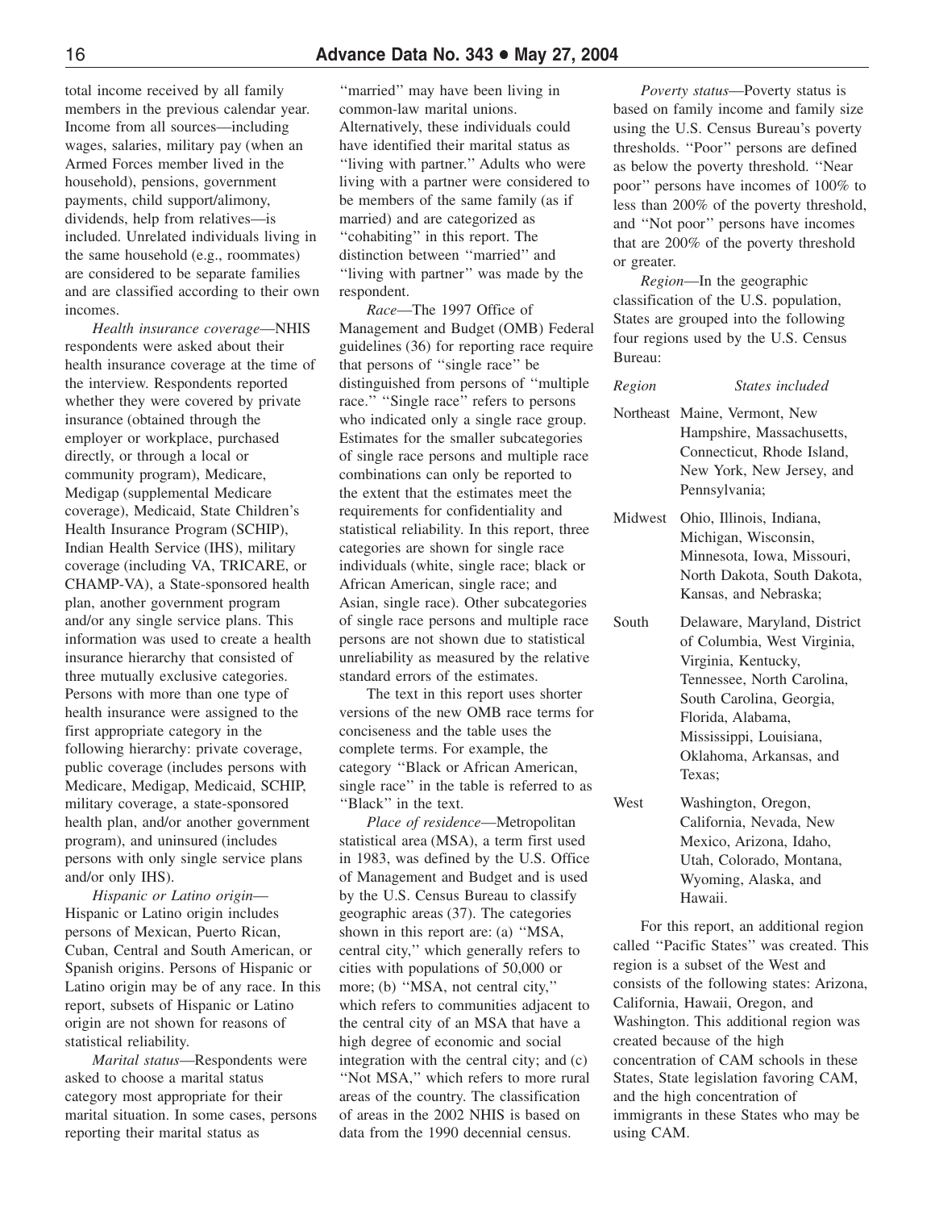total income received by all family members in the previous calendar year. Income from all sources—including wages, salaries, military pay (when an Armed Forces member lived in the household), pensions, government payments, child support/alimony, dividends, help from relatives—is included. Unrelated individuals living in the same household (e.g., roommates) are considered to be separate families and are classified according to their own incomes.

*Health insurance coverage*—NHIS respondents were asked about their health insurance coverage at the time of the interview. Respondents reported whether they were covered by private insurance (obtained through the employer or workplace, purchased directly, or through a local or community program), Medicare, Medigap (supplemental Medicare coverage), Medicaid, State Children's Health Insurance Program (SCHIP), Indian Health Service (IHS), military coverage (including VA, TRICARE, or CHAMP-VA), a State-sponsored health plan, another government program and/or any single service plans. This information was used to create a health insurance hierarchy that consisted of three mutually exclusive categories. Persons with more than one type of health insurance were assigned to the first appropriate category in the following hierarchy: private coverage, public coverage (includes persons with Medicare, Medigap, Medicaid, SCHIP, military coverage, a state-sponsored health plan, and/or another government program), and uninsured (includes persons with only single service plans and/or only IHS).

*Hispanic or Latino origin*—Hispanic or Latino origin includes persons of Mexican, Puerto Rican, Cuban, Central and South American, or Spanish origins. Persons of Hispanic or Latino origin may be of any race. In this report, subsets of Hispanic or Latino origin are not shown for reasons of statistical reliability.

*Marital status*—Respondents were asked to choose a marital status category most appropriate for their marital situation. In some cases, persons reporting their marital status as ''married'' may have been living in common-law marital unions. Alternatively, these individuals could have identified their marital status as ''living with partner.'' Adults who were living with a partner were considered to be members of the same family (as if married) and are categorized as ''cohabiting'' in this report. The distinction between ''married'' and ''living with partner'' was made by the respondent.

*Race*—The 1997 Office of Management and Budget (OMB) Federal guidelines (36) for reporting race require that persons of ''single race'' be distinguished from persons of ''multiple race.'' ''Single race'' refers to persons who indicated only a single race group. Estimates for the smaller subcategories of single race persons and multiple race combinations can only be reported to the extent that the estimates meet the requirements for confidentiality and statistical reliability. In this report, three categories are shown for single race individuals (white, single race; black or African American, single race; and Asian, single race). Other subcategories of single race persons and multiple race persons are not shown due to statistical unreliability as measured by the relative standard errors of the estimates.

The text in this report uses shorter versions of the new OMB race terms for conciseness and the table uses the complete terms. For example, the category ''Black or African American, single race'' in the table is referred to as ''Black'' in the text.

*Place of residence*—Metropolitan statistical area (MSA), a term first used in 1983, was defined by the U.S. Office of Management and Budget and is used by the U.S. Census Bureau to classify geographic areas (37). The categories shown in this report are: (a) ''MSA, central city,'' which generally refers to cities with populations of 50,000 or more; (b) ''MSA, not central city,'' which refers to communities adjacent to the central city of an MSA that have a high degree of economic and social integration with the central city; and (c) ''Not MSA,'' which refers to more rural areas of the country. The classification of areas in the 2002 NHIS is based on data from the 1990 decennial census.

*Poverty status*—Poverty status is based on family income and family size using the U.S. Census Bureau's poverty thresholds. ''Poor'' persons are defined as below the poverty threshold. ''Near poor'' persons have incomes of 100% to less than 200% of the poverty threshold, and ''Not poor'' persons have incomes that are 200% of the poverty threshold or greater.

*Region*—In the geographic classification of the U.S. population, States are grouped into the following four regions used by the U.S. Census Bureau:

| *Region* | *States included* |
|---|---|
| Northeast | Maine, Vermont, New Hampshire, Massachusetts, Connecticut, Rhode Island, New York, New Jersey, and Pennsylvania; |
| Midwest | Ohio, Illinois, Indiana, Michigan, Wisconsin, Minnesota, Iowa, Missouri, North Dakota, South Dakota, Kansas, and Nebraska; |
| South | Delaware, Maryland, District of Columbia, West Virginia, Virginia, Kentucky, Tennessee, North Carolina, South Carolina, Georgia, Florida, Alabama, Mississippi, Louisiana, Oklahoma, Arkansas, and Texas; |
| West | Washington, Oregon, California, Nevada, New Mexico, Arizona, Idaho, Utah, Colorado, Montana, Wyoming, Alaska, and Hawaii. |

For this report, an additional region called ''Pacific States'' was created. This region is a subset of the West and consists of the following states: Arizona, California, Hawaii, Oregon, and Washington. This additional region was created because of the high concentration of CAM schools in these States, State legislation favoring CAM, and the high concentration of immigrants in these States who may be using CAM.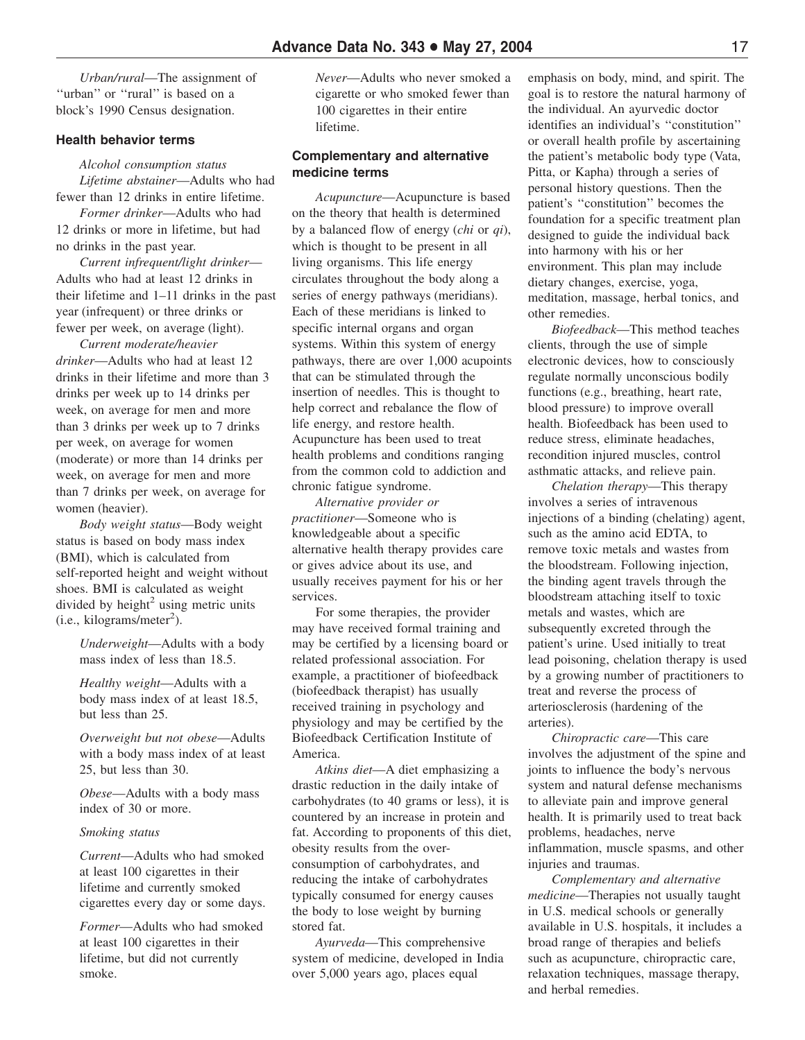*Urban/rural*—The assignment of ''urban'' or ''rural'' is based on a block's 1990 Census designation.

### Health behavior terms

*Alcohol consumption status*

*Lifetime abstainer*—Adults who had fewer than 12 drinks in entire lifetime.

*Former drinker*—Adults who had 12 drinks or more in lifetime, but had no drinks in the past year.

*Current infrequent/light drinker*—Adults who had at least 12 drinks in their lifetime and 1–11 drinks in the past year (infrequent) or three drinks or fewer per week, on average (light).

*Current moderate/heavier drinker*—Adults who had at least 12 drinks in their lifetime and more than 3 drinks per week up to 14 drinks per week, on average for men and more than 3 drinks per week up to 7 drinks per week, on average for women (moderate) or more than 14 drinks per week, on average for men and more than 7 drinks per week, on average for women (heavier).

*Body weight status*—Body weight status is based on body mass index (BMI), which is calculated from self-reported height and weight without shoes. BMI is calculated as weight divided by height$^2$ using metric units (i.e., kilograms/meter$^2$).

*Underweight*—Adults with a body mass index of less than 18.5.

*Healthy weight*—Adults with a body mass index of at least 18.5, but less than 25.

*Overweight but not obese*—Adults with a body mass index of at least 25, but less than 30.

*Obese*—Adults with a body mass index of 30 or more.

*Smoking status*

*Current*—Adults who had smoked at least 100 cigarettes in their lifetime and currently smoked cigarettes every day or some days.

*Former*—Adults who had smoked at least 100 cigarettes in their lifetime, but did not currently smoke.

*Never*—Adults who never smoked a cigarette or who smoked fewer than 100 cigarettes in their entire lifetime.

### Complementary and alternative medicine terms

*Acupuncture*—Acupuncture is based on the theory that health is determined by a balanced flow of energy (*chi* or *qi*), which is thought to be present in all living organisms. This life energy circulates throughout the body along a series of energy pathways (meridians). Each of these meridians is linked to specific internal organs and organ systems. Within this system of energy pathways, there are over 1,000 acupoints that can be stimulated through the insertion of needles. This is thought to help correct and rebalance the flow of life energy, and restore health. Acupuncture has been used to treat health problems and conditions ranging from the common cold to addiction and chronic fatigue syndrome.

*Alternative provider or practitioner*—Someone who is knowledgeable about a specific alternative health therapy provides care or gives advice about its use, and usually receives payment for his or her services.

For some therapies, the provider may have received formal training and may be certified by a licensing board or related professional association. For example, a practitioner of biofeedback (biofeedback therapist) has usually received training in psychology and physiology and may be certified by the Biofeedback Certification Institute of America.

*Atkins diet*—A diet emphasizing a drastic reduction in the daily intake of carbohydrates (to 40 grams or less), it is countered by an increase in protein and fat. According to proponents of this diet, obesity results from the over-consumption of carbohydrates, and reducing the intake of carbohydrates typically consumed for energy causes the body to lose weight by burning stored fat.

*Ayurveda*—This comprehensive system of medicine, developed in India over 5,000 years ago, places equal emphasis on body, mind, and spirit. The goal is to restore the natural harmony of the individual. An ayurvedic doctor identifies an individual's ''constitution'' or overall health profile by ascertaining the patient's metabolic body type (Vata, Pitta, or Kapha) through a series of personal history questions. Then the patient's ''constitution'' becomes the foundation for a specific treatment plan designed to guide the individual back into harmony with his or her environment. This plan may include dietary changes, exercise, yoga, meditation, massage, herbal tonics, and other remedies.

*Biofeedback*—This method teaches clients, through the use of simple electronic devices, how to consciously regulate normally unconscious bodily functions (e.g., breathing, heart rate, blood pressure) to improve overall health. Biofeedback has been used to reduce stress, eliminate headaches, recondition injured muscles, control asthmatic attacks, and relieve pain.

*Chelation therapy*—This therapy involves a series of intravenous injections of a binding (chelating) agent, such as the amino acid EDTA, to remove toxic metals and wastes from the bloodstream. Following injection, the binding agent travels through the bloodstream attaching itself to toxic metals and wastes, which are subsequently excreted through the patient's urine. Used initially to treat lead poisoning, chelation therapy is used by a growing number of practitioners to treat and reverse the process of arteriosclerosis (hardening of the arteries).

*Chiropractic care*—This care involves the adjustment of the spine and joints to influence the body's nervous system and natural defense mechanisms to alleviate pain and improve general health. It is primarily used to treat back problems, headaches, nerve inflammation, muscle spasms, and other injuries and traumas.

*Complementary and alternative medicine*—Therapies not usually taught in U.S. medical schools or generally available in U.S. hospitals, it includes a broad range of therapies and beliefs such as acupuncture, chiropractic care, relaxation techniques, massage therapy, and herbal remedies.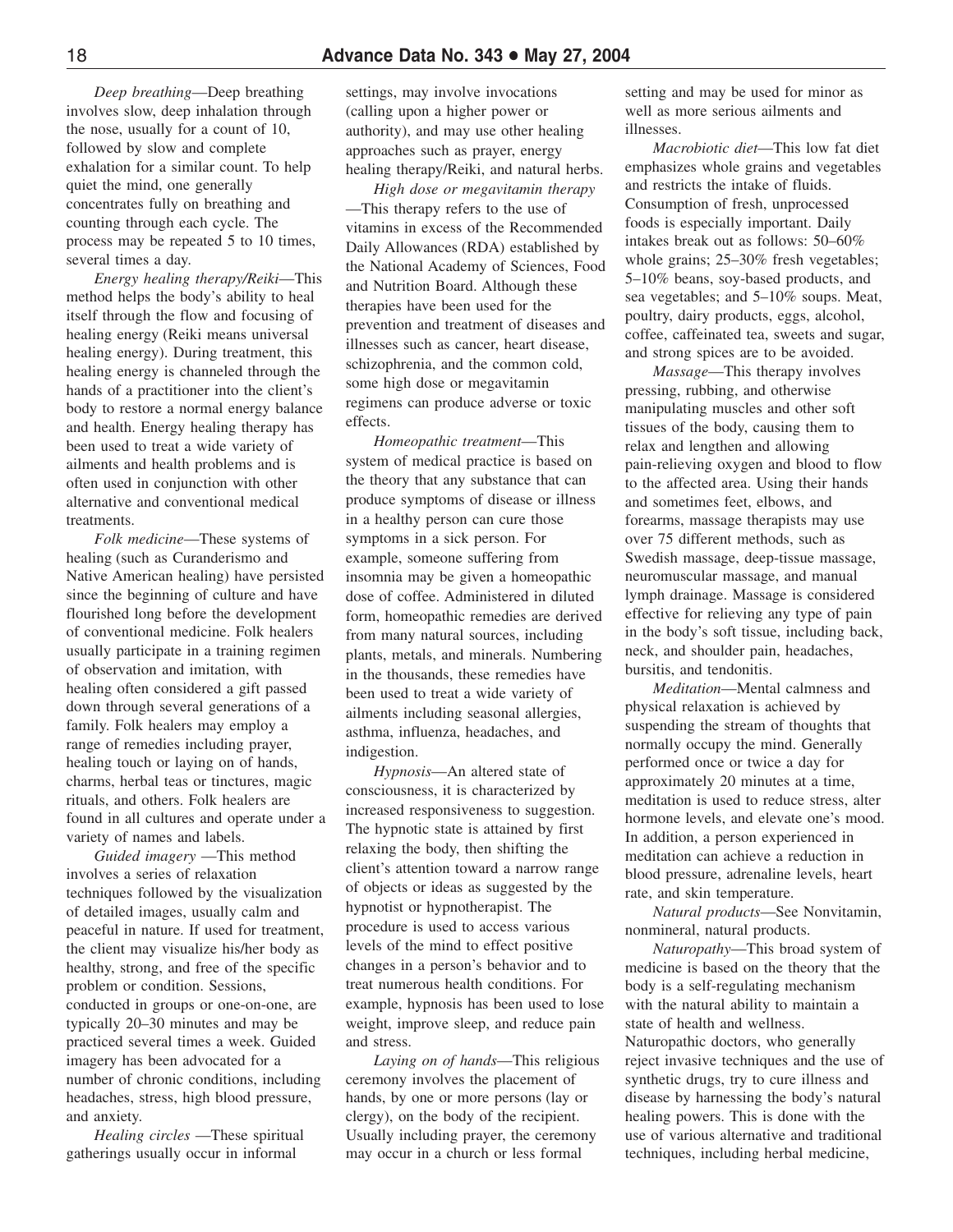*Deep breathing*—Deep breathing involves slow, deep inhalation through the nose, usually for a count of 10, followed by slow and complete exhalation for a similar count. To help quiet the mind, one generally concentrates fully on breathing and counting through each cycle. The process may be repeated 5 to 10 times, several times a day.

*Energy healing therapy/Reiki*—This method helps the body's ability to heal itself through the flow and focusing of healing energy (Reiki means universal healing energy). During treatment, this healing energy is channeled through the hands of a practitioner into the client's body to restore a normal energy balance and health. Energy healing therapy has been used to treat a wide variety of ailments and health problems and is often used in conjunction with other alternative and conventional medical treatments.

*Folk medicine*—These systems of healing (such as Curanderismo and Native American healing) have persisted since the beginning of culture and have flourished long before the development of conventional medicine. Folk healers usually participate in a training regimen of observation and imitation, with healing often considered a gift passed down through several generations of a family. Folk healers may employ a range of remedies including prayer, healing touch or laying on of hands, charms, herbal teas or tinctures, magic rituals, and others. Folk healers are found in all cultures and operate under a variety of names and labels.

*Guided imagery* —This method involves a series of relaxation techniques followed by the visualization of detailed images, usually calm and peaceful in nature. If used for treatment, the client may visualize his/her body as healthy, strong, and free of the specific problem or condition. Sessions, conducted in groups or one-on-one, are typically 20–30 minutes and may be practiced several times a week. Guided imagery has been advocated for a number of chronic conditions, including headaches, stress, high blood pressure, and anxiety.

*Healing circles* —These spiritual gatherings usually occur in informal settings, may involve invocations (calling upon a higher power or authority), and may use other healing approaches such as prayer, energy healing therapy/Reiki, and natural herbs.

*High dose or megavitamin therapy* —This therapy refers to the use of vitamins in excess of the Recommended Daily Allowances (RDA) established by the National Academy of Sciences, Food and Nutrition Board. Although these therapies have been used for the prevention and treatment of diseases and illnesses such as cancer, heart disease, schizophrenia, and the common cold, some high dose or megavitamin regimens can produce adverse or toxic effects.

*Homeopathic treatment*—This system of medical practice is based on the theory that any substance that can produce symptoms of disease or illness in a healthy person can cure those symptoms in a sick person. For example, someone suffering from insomnia may be given a homeopathic dose of coffee. Administered in diluted form, homeopathic remedies are derived from many natural sources, including plants, metals, and minerals. Numbering in the thousands, these remedies have been used to treat a wide variety of ailments including seasonal allergies, asthma, influenza, headaches, and indigestion.

*Hypnosis*—An altered state of consciousness, it is characterized by increased responsiveness to suggestion. The hypnotic state is attained by first relaxing the body, then shifting the client's attention toward a narrow range of objects or ideas as suggested by the hypnotist or hypnotherapist. The procedure is used to access various levels of the mind to effect positive changes in a person's behavior and to treat numerous health conditions. For example, hypnosis has been used to lose weight, improve sleep, and reduce pain and stress.

*Laying on of hands*—This religious ceremony involves the placement of hands, by one or more persons (lay or clergy), on the body of the recipient. Usually including prayer, the ceremony may occur in a church or less formal setting and may be used for minor as well as more serious ailments and illnesses.

*Macrobiotic diet*—This low fat diet emphasizes whole grains and vegetables and restricts the intake of fluids. Consumption of fresh, unprocessed foods is especially important. Daily intakes break out as follows: 50–60% whole grains; 25–30% fresh vegetables; 5–10% beans, soy-based products, and sea vegetables; and 5–10% soups. Meat, poultry, dairy products, eggs, alcohol, coffee, caffeinated tea, sweets and sugar, and strong spices are to be avoided.

*Massage*—This therapy involves pressing, rubbing, and otherwise manipulating muscles and other soft tissues of the body, causing them to relax and lengthen and allowing pain-relieving oxygen and blood to flow to the affected area. Using their hands and sometimes feet, elbows, and forearms, massage therapists may use over 75 different methods, such as Swedish massage, deep-tissue massage, neuromuscular massage, and manual lymph drainage. Massage is considered effective for relieving any type of pain in the body's soft tissue, including back, neck, and shoulder pain, headaches, bursitis, and tendonitis.

*Meditation*—Mental calmness and physical relaxation is achieved by suspending the stream of thoughts that normally occupy the mind. Generally performed once or twice a day for approximately 20 minutes at a time, meditation is used to reduce stress, alter hormone levels, and elevate one's mood. In addition, a person experienced in meditation can achieve a reduction in blood pressure, adrenaline levels, heart rate, and skin temperature.

*Natural products*—See Nonvitamin, nonmineral, natural products.

*Naturopathy*—This broad system of medicine is based on the theory that the body is a self-regulating mechanism with the natural ability to maintain a state of health and wellness. Naturopathic doctors, who generally reject invasive techniques and the use of synthetic drugs, try to cure illness and disease by harnessing the body's natural healing powers. This is done with the use of various alternative and traditional techniques, including herbal medicine,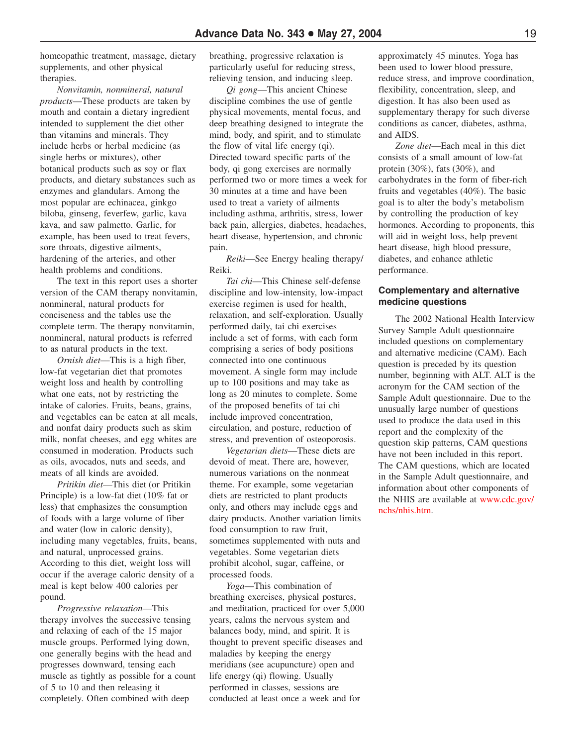homeopathic treatment, massage, dietary supplements, and other physical therapies.

*Nonvitamin, nonmineral, natural products*—These products are taken by mouth and contain a dietary ingredient intended to supplement the diet other than vitamins and minerals. They include herbs or herbal medicine (as single herbs or mixtures), other botanical products such as soy or flax products, and dietary substances such as enzymes and glandulars. Among the most popular are echinacea, ginkgo biloba, ginseng, feverfew, garlic, kava kava, and saw palmetto. Garlic, for example, has been used to treat fevers, sore throats, digestive ailments, hardening of the arteries, and other health problems and conditions.

The text in this report uses a shorter version of the CAM therapy nonvitamin, nonmineral, natural products for conciseness and the tables use the complete term. The therapy nonvitamin, nonmineral, natural products is referred to as natural products in the text.

*Ornish diet*—This is a high fiber, low-fat vegetarian diet that promotes weight loss and health by controlling what one eats, not by restricting the intake of calories. Fruits, beans, grains, and vegetables can be eaten at all meals, and nonfat dairy products such as skim milk, nonfat cheeses, and egg whites are consumed in moderation. Products such as oils, avocados, nuts and seeds, and meats of all kinds are avoided.

*Pritikin diet*—This diet (or Pritikin Principle) is a low-fat diet (10% fat or less) that emphasizes the consumption of foods with a large volume of fiber and water (low in caloric density), including many vegetables, fruits, beans, and natural, unprocessed grains. According to this diet, weight loss will occur if the average caloric density of a meal is kept below 400 calories per pound.

*Progressive relaxation*—This therapy involves the successive tensing and relaxing of each of the 15 major muscle groups. Performed lying down, one generally begins with the head and progresses downward, tensing each muscle as tightly as possible for a count of 5 to 10 and then releasing it completely. Often combined with deep breathing, progressive relaxation is particularly useful for reducing stress, relieving tension, and inducing sleep.

*Qi gong*—This ancient Chinese discipline combines the use of gentle physical movements, mental focus, and deep breathing designed to integrate the mind, body, and spirit, and to stimulate the flow of vital life energy (qi). Directed toward specific parts of the body, qi gong exercises are normally performed two or more times a week for 30 minutes at a time and have been used to treat a variety of ailments including asthma, arthritis, stress, lower back pain, allergies, diabetes, headaches, heart disease, hypertension, and chronic pain.

*Reiki*—See Energy healing therapy/ Reiki.

*Tai chi*—This Chinese self-defense discipline and low-intensity, low-impact exercise regimen is used for health, relaxation, and self-exploration. Usually performed daily, tai chi exercises include a set of forms, with each form comprising a series of body positions connected into one continuous movement. A single form may include up to 100 positions and may take as long as 20 minutes to complete. Some of the proposed benefits of tai chi include improved concentration, circulation, and posture, reduction of stress, and prevention of osteoporosis.

*Vegetarian diets*—These diets are devoid of meat. There are, however, numerous variations on the nonmeat theme. For example, some vegetarian diets are restricted to plant products only, and others may include eggs and dairy products. Another variation limits food consumption to raw fruit, sometimes supplemented with nuts and vegetables. Some vegetarian diets prohibit alcohol, sugar, caffeine, or processed foods.

*Yoga*—This combination of breathing exercises, physical postures, and meditation, practiced for over 5,000 years, calms the nervous system and balances body, mind, and spirit. It is thought to prevent specific diseases and maladies by keeping the energy meridians (see acupuncture) open and life energy (qi) flowing. Usually performed in classes, sessions are conducted at least once a week and for approximately 45 minutes. Yoga has been used to lower blood pressure, reduce stress, and improve coordination, flexibility, concentration, sleep, and digestion. It has also been used as supplementary therapy for such diverse conditions as cancer, diabetes, asthma, and AIDS.

*Zone diet*—Each meal in this diet consists of a small amount of low-fat protein (30%), fats (30%), and carbohydrates in the form of fiber-rich fruits and vegetables (40%). The basic goal is to alter the body's metabolism by controlling the production of key hormones. According to proponents, this will aid in weight loss, help prevent heart disease, high blood pressure, diabetes, and enhance athletic performance.

### Complementary and alternative medicine questions

The 2002 National Health Interview Survey Sample Adult questionnaire included questions on complementary and alternative medicine (CAM). Each question is preceded by its question number, beginning with ALT. ALT is the acronym for the CAM section of the Sample Adult questionnaire. Due to the unusually large number of questions used to produce the data used in this report and the complexity of the question skip patterns, CAM questions have not been included in this report. The CAM questions, which are located in the Sample Adult questionnaire, and information about other components of the NHIS are available at www.cdc.gov/nchs/nhis.htm.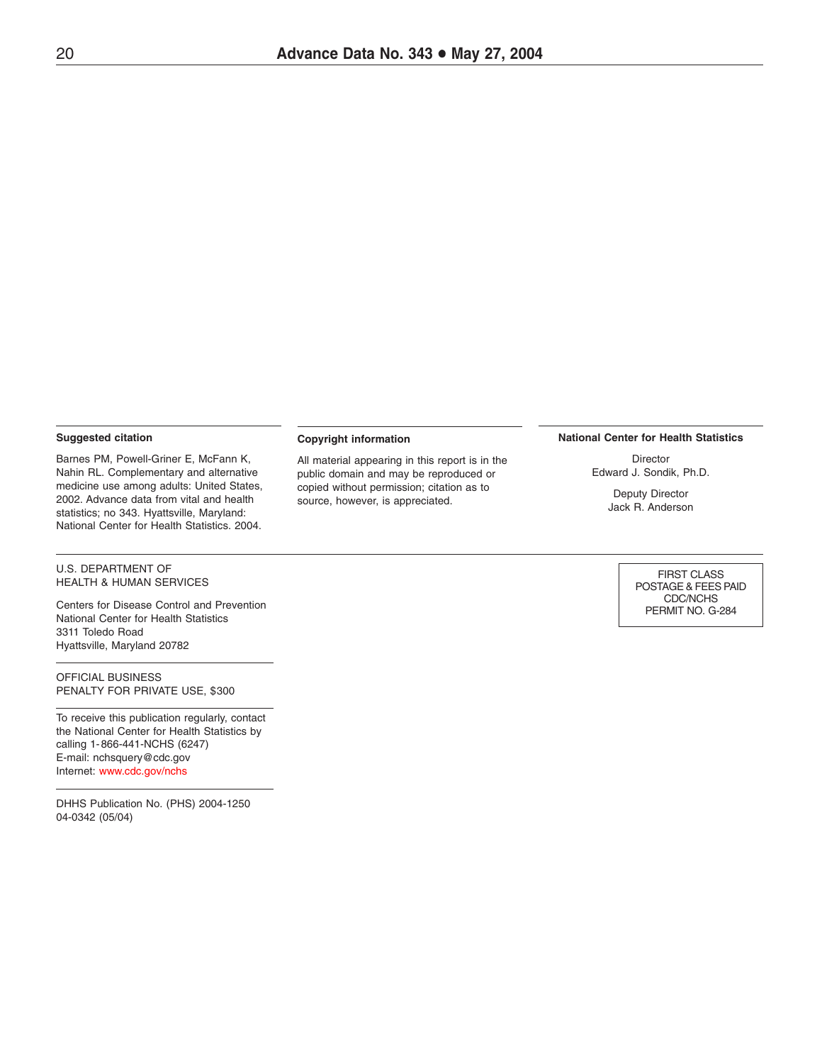**Suggested citation**

Barnes PM, Powell-Griner E, McFann K, Nahin RL. Complementary and alternative medicine use among adults: United States, 2002. Advance data from vital and health statistics; no 343. Hyattsville, Maryland: National Center for Health Statistics. 2004.

**Copyright information**

All material appearing in this report is in the public domain and may be reproduced or copied without permission; citation as to source, however, is appreciated.

**National Center for Health Statistics**

Director
Edward J. Sondik, Ph.D.

Deputy Director
Jack R. Anderson

U.S. DEPARTMENT OF
HEALTH & HUMAN SERVICES

Centers for Disease Control and Prevention
National Center for Health Statistics
3311 Toledo Road
Hyattsville, Maryland 20782

OFFICIAL BUSINESS
PENALTY FOR PRIVATE USE, $300

To receive this publication regularly, contact the National Center for Health Statistics by calling 1-866-441-NCHS (6247)
E-mail: nchsquery@cdc.gov
Internet: www.cdc.gov/nchs

DHHS Publication No. (PHS) 2004-1250
04-0342 (05/04)

FIRST CLASS
POSTAGE & FEES PAID
CDC/NCHS
PERMIT NO. G-284